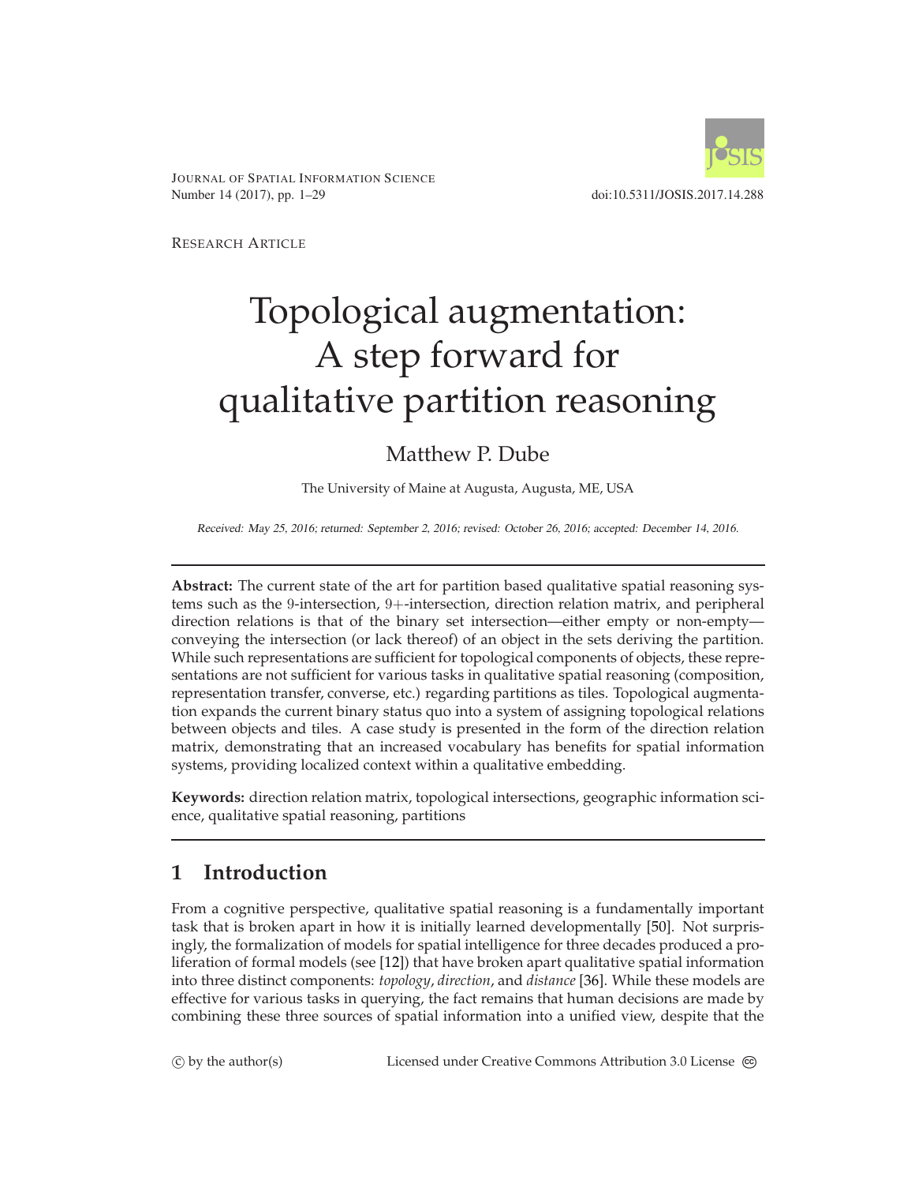JOURNAL OF SPATIAL INFORMATION SCIENCE
Number 14 (2017), pp. 1–29

doi:10.5311/JOSIS.2017.14.288

RESEARCH ARTICLE

# Topological augmentation: A step forward for qualitative partition reasoning

Matthew P. Dube

The University of Maine at Augusta, Augusta, ME, USA

*Received: May 25, 2016; returned: September 2, 2016; revised: October 26, 2016; accepted: December 14, 2016.*

---

**Abstract:** The current state of the art for partition based qualitative spatial reasoning systems such as the 9-intersection, 9+-intersection, direction relation matrix, and peripheral direction relations is that of the binary set intersection—either empty or non-empty—conveying the intersection (or lack thereof) of an object in the sets deriving the partition. While such representations are sufficient for topological components of objects, these representations are not sufficient for various tasks in qualitative spatial reasoning (composition, representation transfer, converse, etc.) regarding partitions as tiles. Topological augmentation expands the current binary status quo into a system of assigning topological relations between objects and tiles. A case study is presented in the form of the direction relation matrix, demonstrating that an increased vocabulary has benefits for spatial information systems, providing localized context within a qualitative embedding.

**Keywords:** direction relation matrix, topological intersections, geographic information science, qualitative spatial reasoning, partitions

---

## 1 Introduction

From a cognitive perspective, qualitative spatial reasoning is a fundamentally important task that is broken apart in how it is initially learned developmentally [50]. Not surprisingly, the formalization of models for spatial intelligence for three decades produced a proliferation of formal models (see [12]) that have broken apart qualitative spatial information into three distinct components: *topology*, *direction*, and *distance* [36]. While these models are effective for various tasks in querying, the fact remains that human decisions are made by combining these three sources of spatial information into a unified view, despite that the

© by the author(s) Licensed under Creative Commons Attribution 3.0 License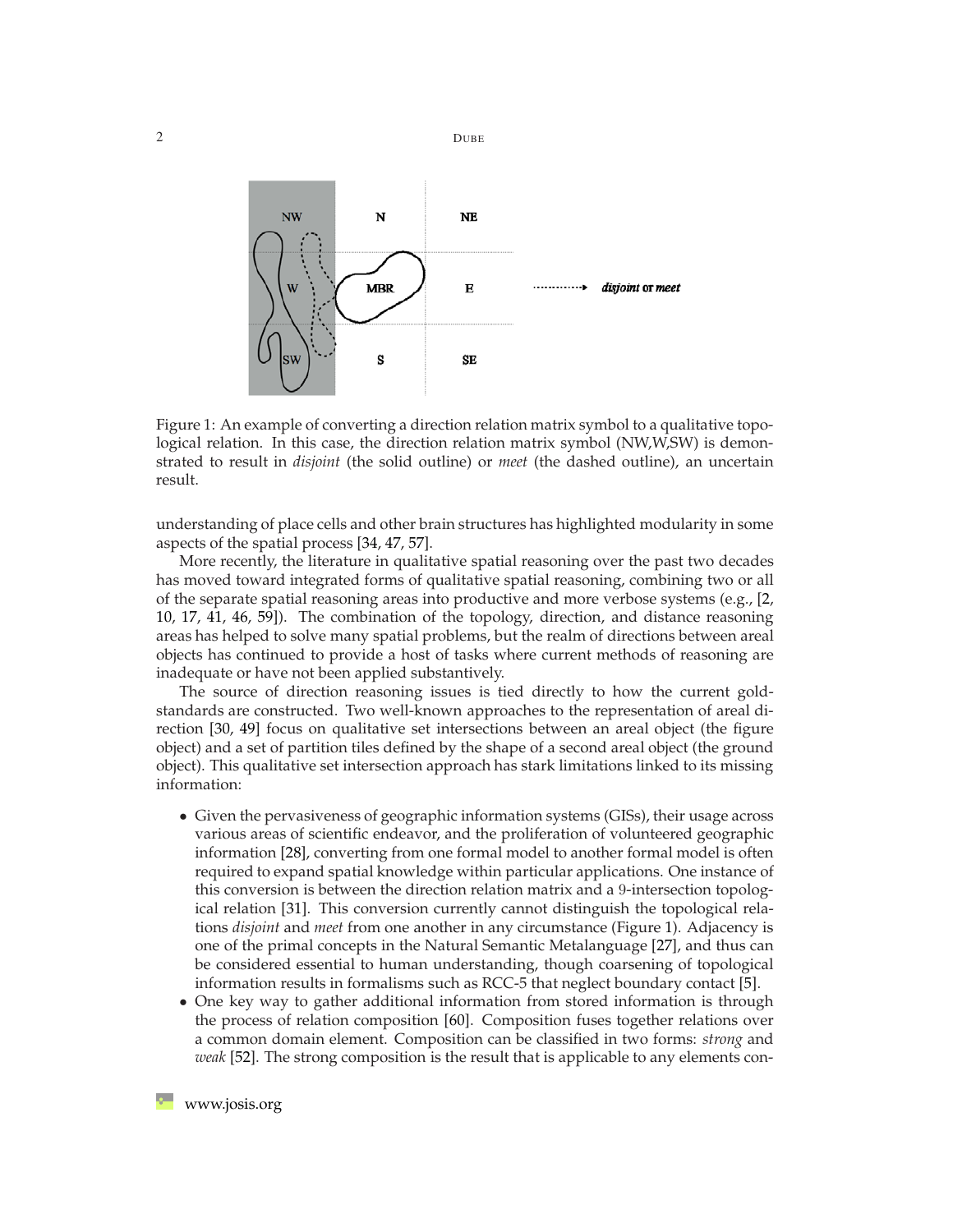Figure 1: An example of converting a direction relation matrix symbol to a qualitative topological relation. In this case, the direction relation matrix symbol (NW,W,SW) is demonstrated to result in *disjoint* (the solid outline) or *meet* (the dashed outline), an uncertain result.

understanding of place cells and other brain structures has highlighted modularity in some aspects of the spatial process [34, 47, 57].

More recently, the literature in qualitative spatial reasoning over the past two decades has moved toward integrated forms of qualitative spatial reasoning, combining two or all of the separate spatial reasoning areas into productive and more verbose systems (e.g., [2, 10, 17, 41, 46, 59]). The combination of the topology, direction, and distance reasoning areas has helped to solve many spatial problems, but the realm of directions between areal objects has continued to provide a host of tasks where current methods of reasoning are inadequate or have not been applied substantively.

The source of direction reasoning issues is tied directly to how the current gold-standards are constructed. Two well-known approaches to the representation of areal direction [30, 49] focus on qualitative set intersections between an areal object (the figure object) and a set of partition tiles defined by the shape of a second areal object (the ground object). This qualitative set intersection approach has stark limitations linked to its missing information:

- Given the pervasiveness of geographic information systems (GISs), their usage across various areas of scientific endeavor, and the proliferation of volunteered geographic information [28], converting from one formal model to another formal model is often required to expand spatial knowledge within particular applications. One instance of this conversion is between the direction relation matrix and a 9-intersection topological relation [31]. This conversion currently cannot distinguish the topological relations *disjoint* and *meet* from one another in any circumstance (Figure 1). Adjacency is one of the primal concepts in the Natural Semantic Metalanguage [27], and thus can be considered essential to human understanding, though coarsening of topological information results in formalisms such as RCC-5 that neglect boundary contact [5].
- One key way to gather additional information from stored information is through the process of relation composition [60]. Composition fuses together relations over a common domain element. Composition can be classified in two forms: *strong* and *weak* [52]. The strong composition is the result that is applicable to any elements con-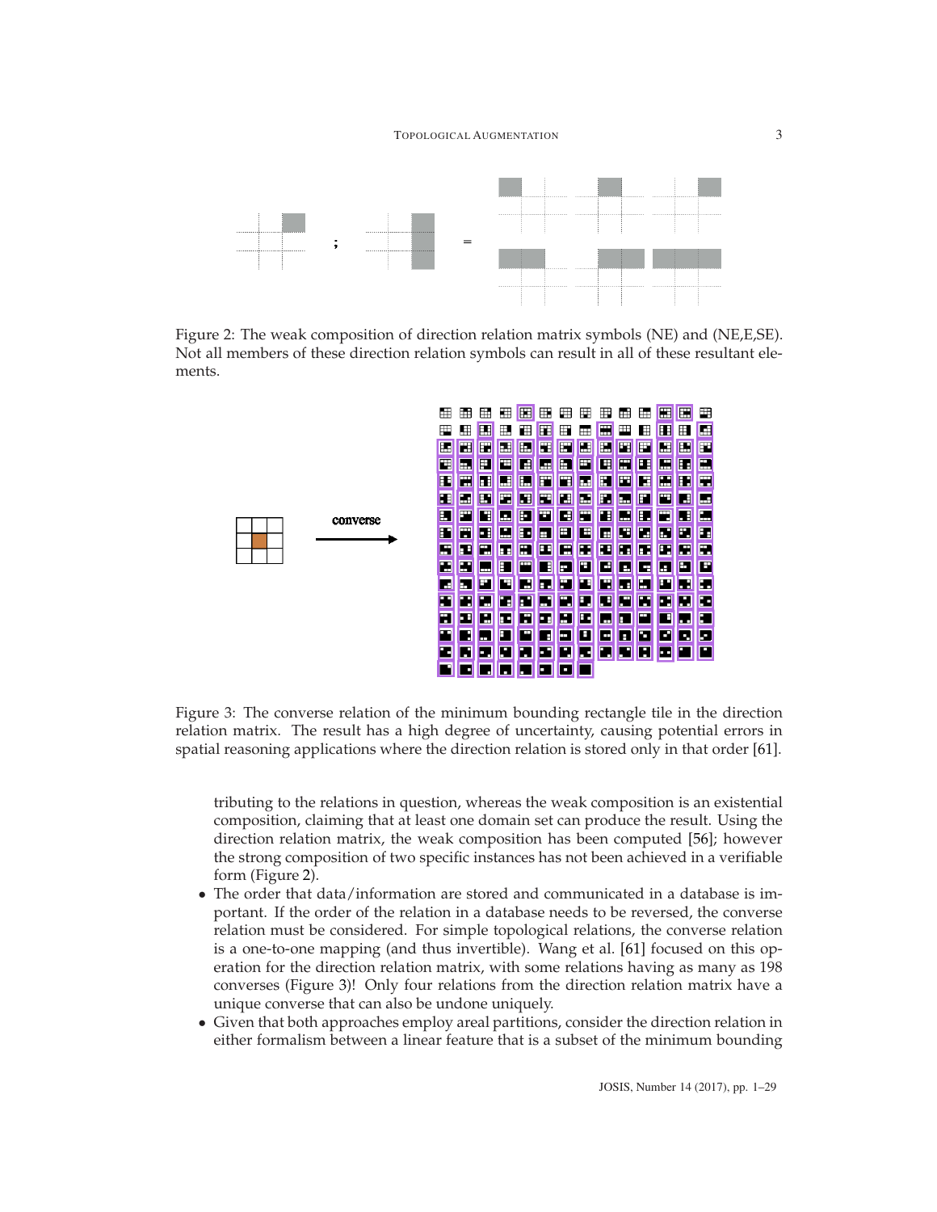Figure 2: The weak composition of direction relation matrix symbols (NE) and (NE,E,SE). Not all members of these direction relation symbols can result in all of these resultant elements.

converse

Figure 3: The converse relation of the minimum bounding rectangle tile in the direction relation matrix. The result has a high degree of uncertainty, causing potential errors in spatial reasoning applications where the direction relation is stored only in that order [61].

tributing to the relations in question, whereas the weak composition is an existential composition, claiming that at least one domain set can produce the result. Using the direction relation matrix, the weak composition has been computed [56]; however the strong composition of two specific instances has not been achieved in a verifiable form (Figure 2).

- The order that data/information are stored and communicated in a database is important. If the order of the relation in a database needs to be reversed, the converse relation must be considered. For simple topological relations, the converse relation is a one-to-one mapping (and thus invertible). Wang et al. [61] focused on this operation for the direction relation matrix, with some relations having as many as 198 converses (Figure 3)! Only four relations from the direction relation matrix have a unique converse that can also be undone uniquely.
- Given that both approaches employ areal partitions, consider the direction relation in either formalism between a linear feature that is a subset of the minimum bounding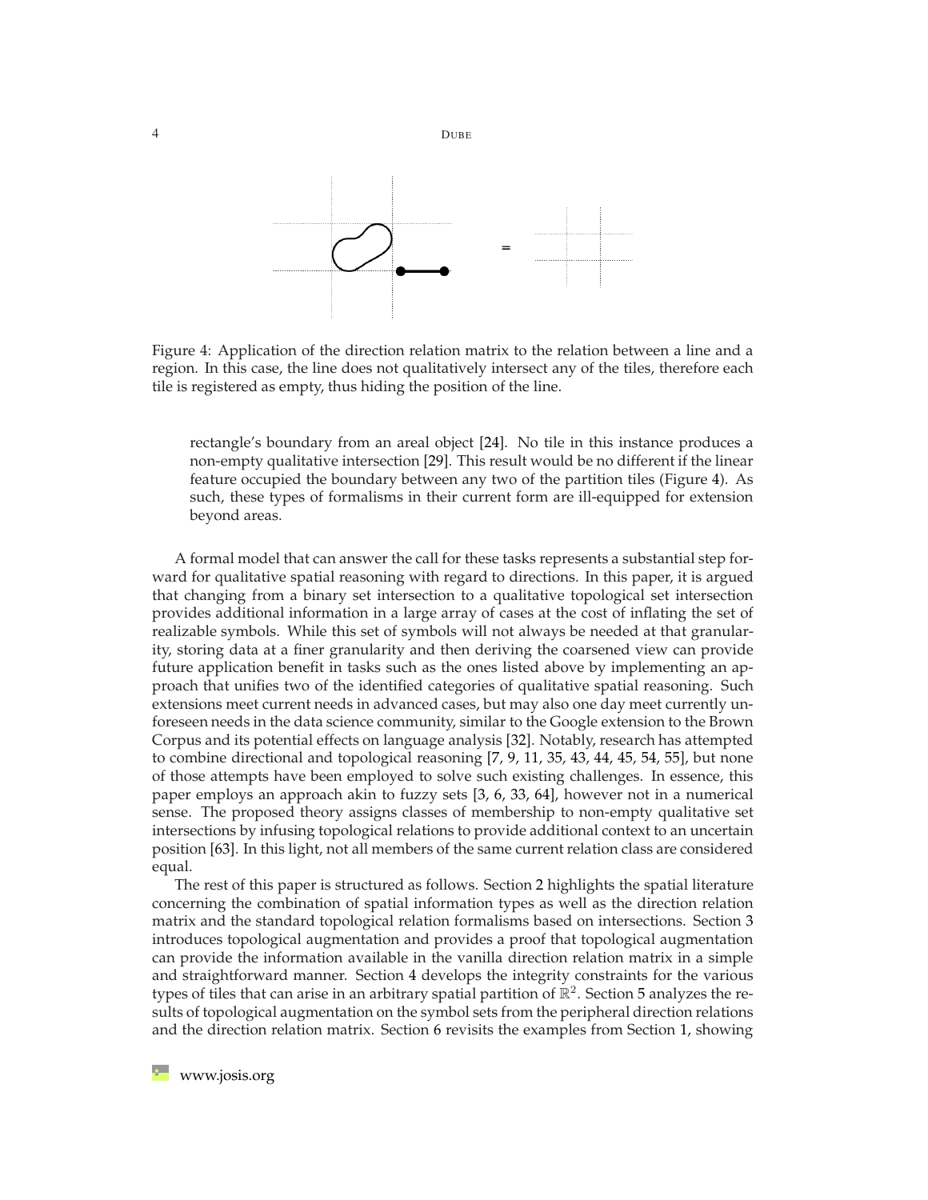Figure 4: Application of the direction relation matrix to the relation between a line and a region. In this case, the line does not qualitatively intersect any of the tiles, therefore each tile is registered as empty, thus hiding the position of the line.

> rectangle's boundary from an areal object [24]. No tile in this instance produces a non-empty qualitative intersection [29]. This result would be no different if the linear feature occupied the boundary between any two of the partition tiles (Figure 4). As such, these types of formalisms in their current form are ill-equipped for extension beyond areas.

A formal model that can answer the call for these tasks represents a substantial step forward for qualitative spatial reasoning with regard to directions. In this paper, it is argued that changing from a binary set intersection to a qualitative topological set intersection provides additional information in a large array of cases at the cost of inflating the set of realizable symbols. While this set of symbols will not always be needed at that granularity, storing data at a finer granularity and then deriving the coarsened view can provide future application benefit in tasks such as the ones listed above by implementing an approach that unifies two of the identified categories of qualitative spatial reasoning. Such extensions meet current needs in advanced cases, but may also one day meet currently unforeseen needs in the data science community, similar to the Google extension to the Brown Corpus and its potential effects on language analysis [32]. Notably, research has attempted to combine directional and topological reasoning [7, 9, 11, 35, 43, 44, 45, 54, 55], but none of those attempts have been employed to solve such existing challenges. In essence, this paper employs an approach akin to fuzzy sets [3, 6, 33, 64], however not in a numerical sense. The proposed theory assigns classes of membership to non-empty qualitative set intersections by infusing topological relations to provide additional context to an uncertain position [63]. In this light, not all members of the same current relation class are considered equal.

The rest of this paper is structured as follows. Section 2 highlights the spatial literature concerning the combination of spatial information types as well as the direction relation matrix and the standard topological relation formalisms based on intersections. Section 3 introduces topological augmentation and provides a proof that topological augmentation can provide the information available in the vanilla direction relation matrix in a simple and straightforward manner. Section 4 develops the integrity constraints for the various types of tiles that can arise in an arbitrary spatial partition of $\mathbb{R}^2$. Section 5 analyzes the results of topological augmentation on the symbol sets from the peripheral direction relations and the direction relation matrix. Section 6 revisits the examples from Section 1, showing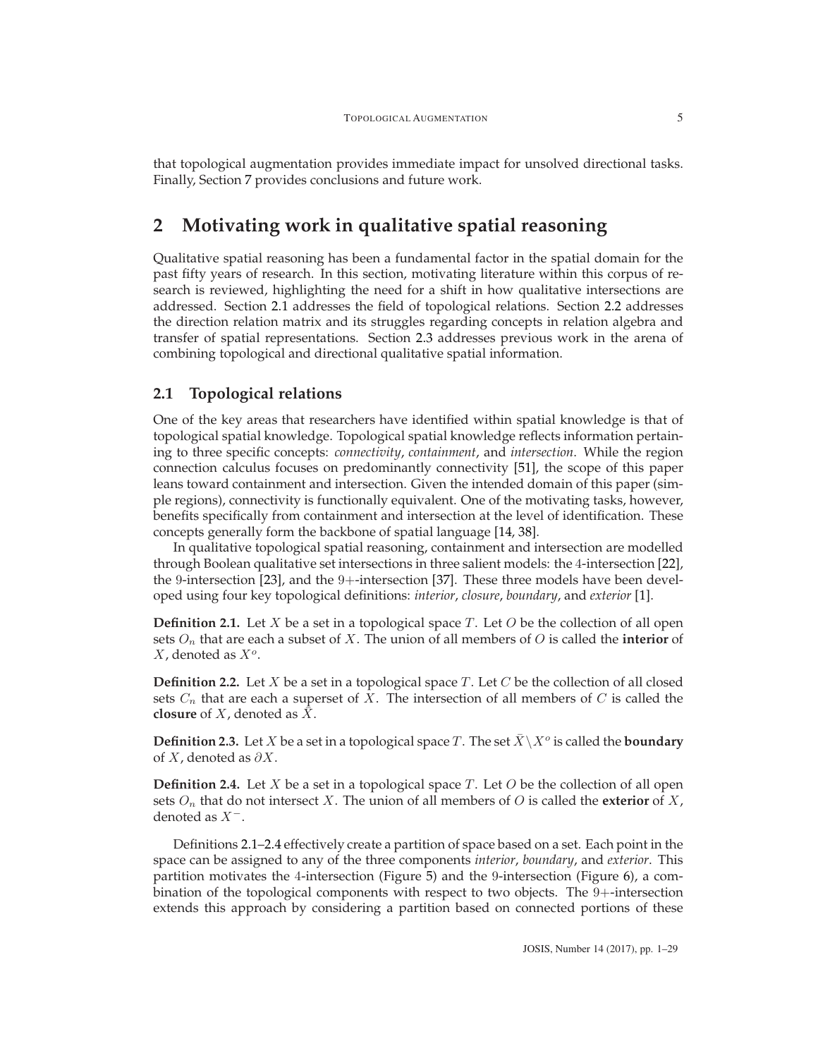that topological augmentation provides immediate impact for unsolved directional tasks. Finally, Section 7 provides conclusions and future work.

## 2 Motivating work in qualitative spatial reasoning

Qualitative spatial reasoning has been a fundamental factor in the spatial domain for the past fifty years of research. In this section, motivating literature within this corpus of research is reviewed, highlighting the need for a shift in how qualitative intersections are addressed. Section 2.1 addresses the field of topological relations. Section 2.2 addresses the direction relation matrix and its struggles regarding concepts in relation algebra and transfer of spatial representations. Section 2.3 addresses previous work in the arena of combining topological and directional qualitative spatial information.

### 2.1 Topological relations

One of the key areas that researchers have identified within spatial knowledge is that of topological spatial knowledge. Topological spatial knowledge reflects information pertaining to three specific concepts: *connectivity*, *containment*, and *intersection*. While the region connection calculus focuses on predominantly connectivity [51], the scope of this paper leans toward containment and intersection. Given the intended domain of this paper (simple regions), connectivity is functionally equivalent. One of the motivating tasks, however, benefits specifically from containment and intersection at the level of identification. These concepts generally form the backbone of spatial language [14, 38].

In qualitative topological spatial reasoning, containment and intersection are modelled through Boolean qualitative set intersections in three salient models: the $4$-intersection [22], the $9$-intersection [23], and the $9+$-intersection [37]. These three models have been developed using four key topological definitions: *interior*, *closure*, *boundary*, and *exterior* [1].

**Definition 2.1.** Let $X$ be a set in a topological space $T$. Let $O$ be the collection of all open sets $O_n$ that are each a subset of $X$. The union of all members of $O$ is called the **interior** of $X$, denoted as $X^o$.

**Definition 2.2.** Let $X$ be a set in a topological space $T$. Let $C$ be the collection of all closed sets $C_n$ that are each a superset of $X$. The intersection of all members of $C$ is called the **closure** of $X$, denoted as $\bar{X}$.

**Definition 2.3.** Let $X$ be a set in a topological space $T$. The set $\bar{X} \setminus X^o$ is called the **boundary** of $X$, denoted as $\partial X$.

**Definition 2.4.** Let $X$ be a set in a topological space $T$. Let $O$ be the collection of all open sets $O_n$ that do not intersect $X$. The union of all members of $O$ is called the **exterior** of $X$, denoted as $X^-$.

Definitions 2.1–2.4 effectively create a partition of space based on a set. Each point in the space can be assigned to any of the three components *interior*, *boundary*, and *exterior*. This partition motivates the $4$-intersection (Figure 5) and the $9$-intersection (Figure 6), a combination of the topological components with respect to two objects. The $9+$-intersection extends this approach by considering a partition based on connected portions of these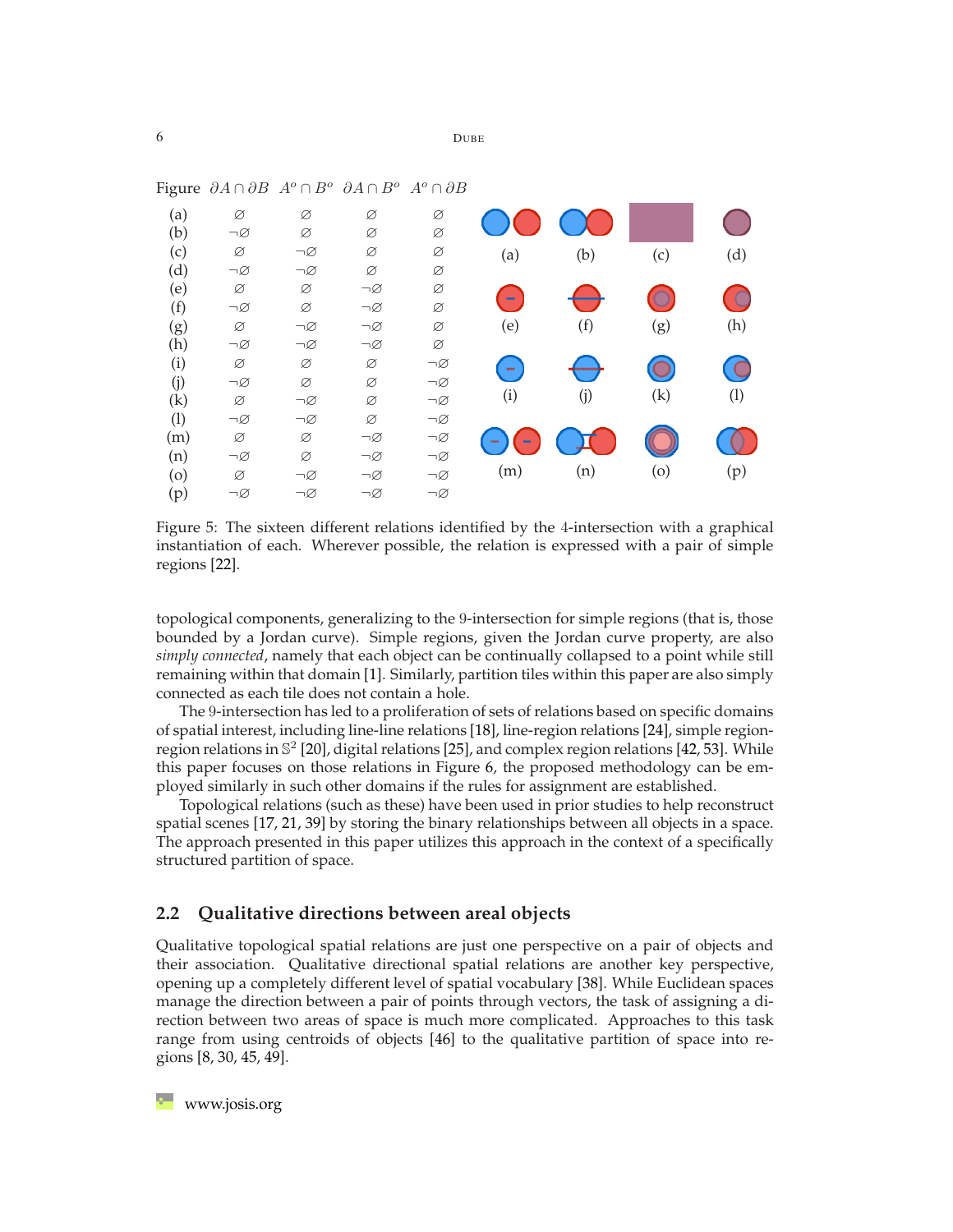| Figure | $\partial A \cap \partial B$ | $A^o \cap B^o$ | $\partial A \cap B^o$ | $A^o \cap \partial B$ |
|---|---|---|---|---|
| (a) | $\varnothing$ | $\varnothing$ | $\varnothing$ | $\varnothing$ |
| (b) | $\neg\varnothing$ | $\varnothing$ | $\varnothing$ | $\varnothing$ |
| (c) | $\varnothing$ | $\neg\varnothing$ | $\varnothing$ | $\varnothing$ |
| (d) | $\neg\varnothing$ | $\neg\varnothing$ | $\varnothing$ | $\varnothing$ |
| (e) | $\varnothing$ | $\varnothing$ | $\neg\varnothing$ | $\varnothing$ |
| (f) | $\neg\varnothing$ | $\varnothing$ | $\neg\varnothing$ | $\varnothing$ |
| (g) | $\varnothing$ | $\neg\varnothing$ | $\neg\varnothing$ | $\varnothing$ |
| (h) | $\neg\varnothing$ | $\neg\varnothing$ | $\neg\varnothing$ | $\varnothing$ |
| (i) | $\varnothing$ | $\varnothing$ | $\varnothing$ | $\neg\varnothing$ |
| (j) | $\neg\varnothing$ | $\varnothing$ | $\varnothing$ | $\neg\varnothing$ |
| (k) | $\varnothing$ | $\neg\varnothing$ | $\varnothing$ | $\neg\varnothing$ |
| (l) | $\neg\varnothing$ | $\neg\varnothing$ | $\varnothing$ | $\neg\varnothing$ |
| (m) | $\varnothing$ | $\varnothing$ | $\neg\varnothing$ | $\neg\varnothing$ |
| (n) | $\neg\varnothing$ | $\varnothing$ | $\neg\varnothing$ | $\neg\varnothing$ |
| (o) | $\varnothing$ | $\neg\varnothing$ | $\neg\varnothing$ | $\neg\varnothing$ |
| (p) | $\neg\varnothing$ | $\neg\varnothing$ | $\neg\varnothing$ | $\neg\varnothing$ |

(a) (b) (c) (d)
(e) (f) (g) (h)
(i) (j) (k) (l)
(m) (n) (o) (p)

Figure 5: The sixteen different relations identified by the 4-intersection with a graphical instantiation of each. Wherever possible, the relation is expressed with a pair of simple regions [22].

topological components, generalizing to the 9-intersection for simple regions (that is, those bounded by a Jordan curve). Simple regions, given the Jordan curve property, are also *simply connected*, namely that each object can be continually collapsed to a point while still remaining within that domain [1]. Similarly, partition tiles within this paper are also simply connected as each tile does not contain a hole.

The 9-intersection has led to a proliferation of sets of relations based on specific domains of spatial interest, including line-line relations [18], line-region relations [24], simple region-region relations in $\mathbb{S}^2$ [20], digital relations [25], and complex region relations [42, 53]. While this paper focuses on those relations in Figure 6, the proposed methodology can be employed similarly in such other domains if the rules for assignment are established.

Topological relations (such as these) have been used in prior studies to help reconstruct spatial scenes [17, 21, 39] by storing the binary relationships between all objects in a space. The approach presented in this paper utilizes this approach in the context of a specifically structured partition of space.

## 2.2 Qualitative directions between areal objects

Qualitative topological spatial relations are just one perspective on a pair of objects and their association. Qualitative directional spatial relations are another key perspective, opening up a completely different level of spatial vocabulary [38]. While Euclidean spaces manage the direction between a pair of points through vectors, the task of assigning a direction between two areas of space is much more complicated. Approaches to this task range from using centroids of objects [46] to the qualitative partition of space into regions [8, 30, 45, 49].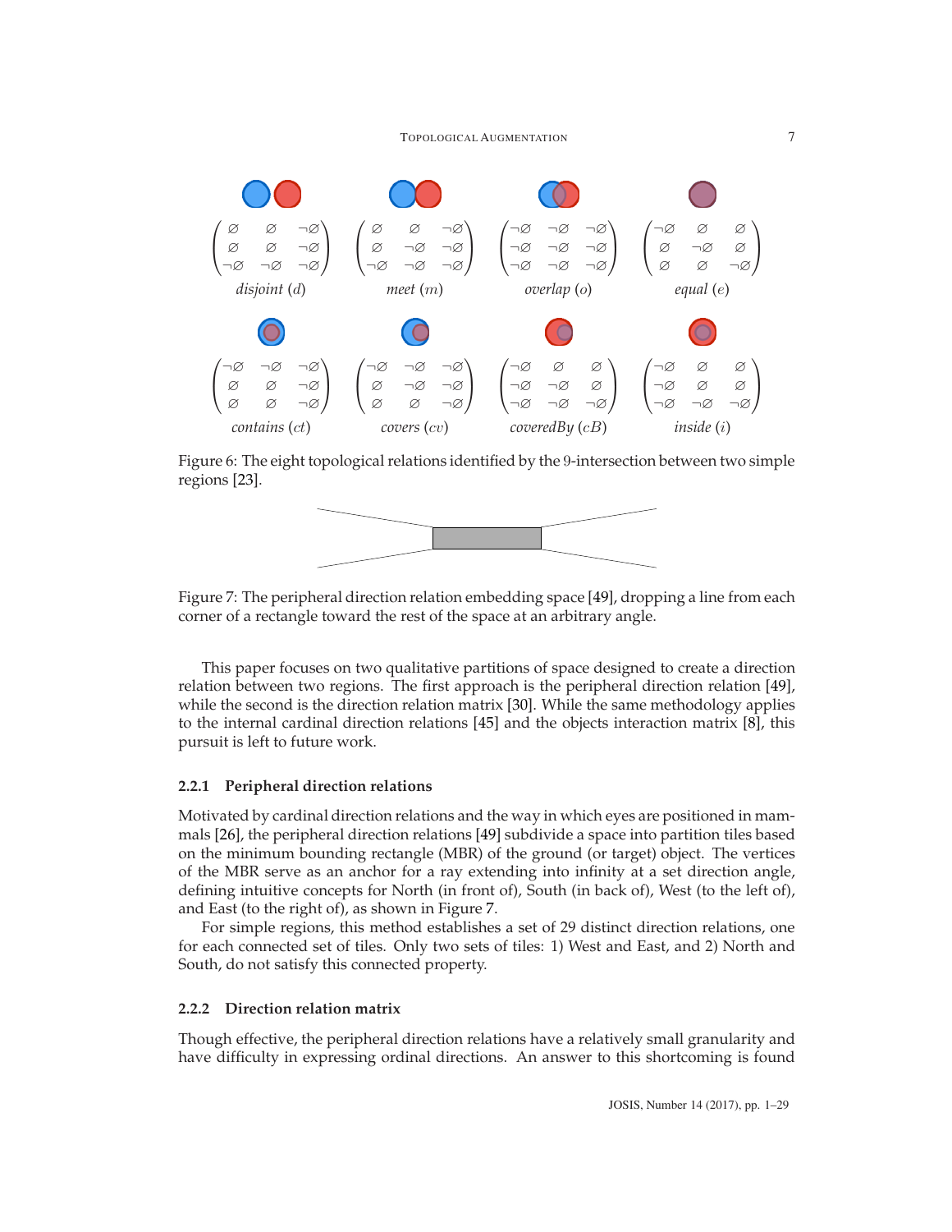$$\begin{pmatrix} \varnothing & \varnothing & \neg\varnothing \\ \varnothing & \varnothing & \neg\varnothing \\ \neg\varnothing & \neg\varnothing & \neg\varnothing \end{pmatrix}$$
*disjoint* ($d$)

$$\begin{pmatrix} \varnothing & \varnothing & \neg\varnothing \\ \varnothing & \neg\varnothing & \neg\varnothing \\ \neg\varnothing & \neg\varnothing & \neg\varnothing \end{pmatrix}$$
*meet* ($m$)

$$\begin{pmatrix} \neg\varnothing & \neg\varnothing & \neg\varnothing \\ \neg\varnothing & \neg\varnothing & \neg\varnothing \\ \neg\varnothing & \neg\varnothing & \neg\varnothing \end{pmatrix}$$
*overlap* ($o$)

$$\begin{pmatrix} \neg\varnothing & \varnothing & \varnothing \\ \varnothing & \neg\varnothing & \varnothing \\ \varnothing & \varnothing & \neg\varnothing \end{pmatrix}$$
*equal* ($e$)

$$\begin{pmatrix} \neg\varnothing & \neg\varnothing & \neg\varnothing \\ \varnothing & \varnothing & \neg\varnothing \\ \varnothing & \varnothing & \neg\varnothing \end{pmatrix}$$
*contains* ($ct$)

$$\begin{pmatrix} \neg\varnothing & \neg\varnothing & \neg\varnothing \\ \varnothing & \neg\varnothing & \neg\varnothing \\ \varnothing & \varnothing & \neg\varnothing \end{pmatrix}$$
*covers* ($cv$)

$$\begin{pmatrix} \neg\varnothing & \varnothing & \varnothing \\ \neg\varnothing & \neg\varnothing & \varnothing \\ \neg\varnothing & \neg\varnothing & \neg\varnothing \end{pmatrix}$$
*coveredBy* ($cB$)

$$\begin{pmatrix} \neg\varnothing & \varnothing & \varnothing \\ \neg\varnothing & \varnothing & \varnothing \\ \neg\varnothing & \neg\varnothing & \neg\varnothing \end{pmatrix}$$
*inside* ($i$)

Figure 6: The eight topological relations identified by the 9-intersection between two simple regions [23].

Figure 7: The peripheral direction relation embedding space [49], dropping a line from each corner of a rectangle toward the rest of the space at an arbitrary angle.

This paper focuses on two qualitative partitions of space designed to create a direction relation between two regions. The first approach is the peripheral direction relation [49], while the second is the direction relation matrix [30]. While the same methodology applies to the internal cardinal direction relations [45] and the objects interaction matrix [8], this pursuit is left to future work.

### 2.2.1 Peripheral direction relations

Motivated by cardinal direction relations and the way in which eyes are positioned in mammals [26], the peripheral direction relations [49] subdivide a space into partition tiles based on the minimum bounding rectangle (MBR) of the ground (or target) object. The vertices of the MBR serve as an anchor for a ray extending into infinity at a set direction angle, defining intuitive concepts for North (in front of), South (in back of), West (to the left of), and East (to the right of), as shown in Figure 7.

For simple regions, this method establishes a set of 29 distinct direction relations, one for each connected set of tiles. Only two sets of tiles: 1) West and East, and 2) North and South, do not satisfy this connected property.

### 2.2.2 Direction relation matrix

Though effective, the peripheral direction relations have a relatively small granularity and have difficulty in expressing ordinal directions. An answer to this shortcoming is found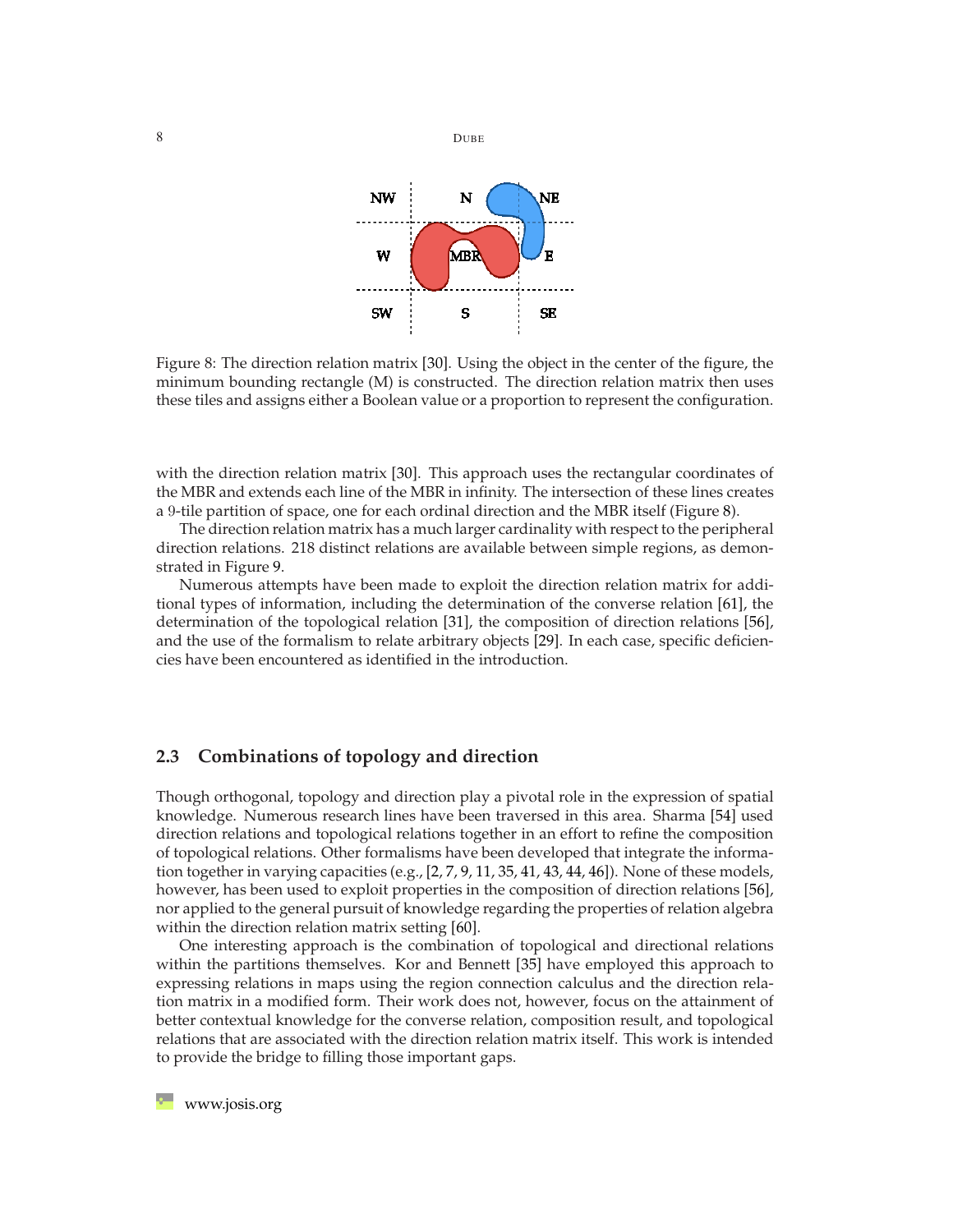Figure 8: The direction relation matrix [30]. Using the object in the center of the figure, the minimum bounding rectangle (M) is constructed. The direction relation matrix then uses these tiles and assigns either a Boolean value or a proportion to represent the configuration.

with the direction relation matrix [30]. This approach uses the rectangular coordinates of the MBR and extends each line of the MBR in infinity. The intersection of these lines creates a 9-tile partition of space, one for each ordinal direction and the MBR itself (Figure 8).

The direction relation matrix has a much larger cardinality with respect to the peripheral direction relations. 218 distinct relations are available between simple regions, as demonstrated in Figure 9.

Numerous attempts have been made to exploit the direction relation matrix for additional types of information, including the determination of the converse relation [61], the determination of the topological relation [31], the composition of direction relations [56], and the use of the formalism to relate arbitrary objects [29]. In each case, specific deficiencies have been encountered as identified in the introduction.

## 2.3 Combinations of topology and direction

Though orthogonal, topology and direction play a pivotal role in the expression of spatial knowledge. Numerous research lines have been traversed in this area. Sharma [54] used direction relations and topological relations together in an effort to refine the composition of topological relations. Other formalisms have been developed that integrate the information together in varying capacities (e.g., [2, 7, 9, 11, 35, 41, 43, 44, 46]). None of these models, however, has been used to exploit properties in the composition of direction relations [56], nor applied to the general pursuit of knowledge regarding the properties of relation algebra within the direction relation matrix setting [60].

One interesting approach is the combination of topological and directional relations within the partitions themselves. Kor and Bennett [35] have employed this approach to expressing relations in maps using the region connection calculus and the direction relation matrix in a modified form. Their work does not, however, focus on the attainment of better contextual knowledge for the converse relation, composition result, and topological relations that are associated with the direction relation matrix itself. This work is intended to provide the bridge to filling those important gaps.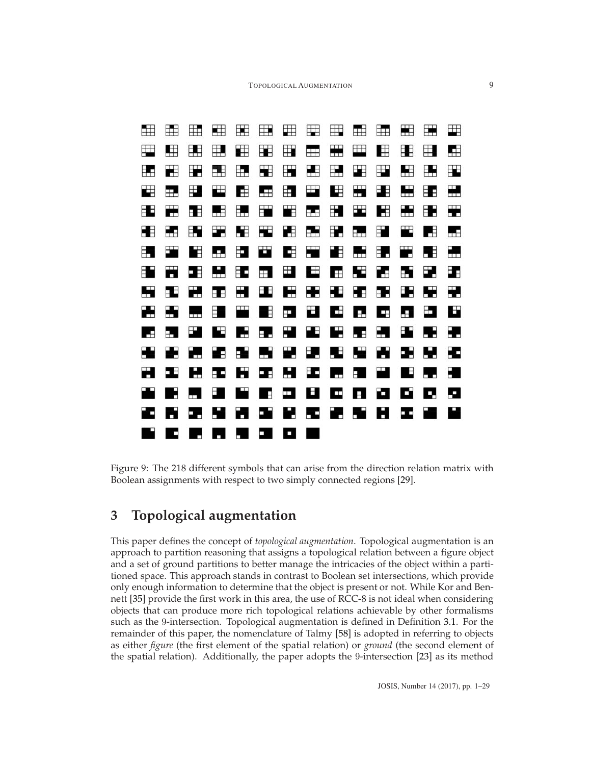Figure 9: The 218 different symbols that can arise from the direction relation matrix with Boolean assignments with respect to two simply connected regions [29].

## 3 Topological augmentation

This paper defines the concept of *topological augmentation*. Topological augmentation is an approach to partition reasoning that assigns a topological relation between a figure object and a set of ground partitions to better manage the intricacies of the object within a partitioned space. This approach stands in contrast to Boolean set intersections, which provide only enough information to determine that the object is present or not. While Kor and Bennett [35] provide the first work in this area, the use of RCC-8 is not ideal when considering objects that can produce more rich topological relations achievable by other formalisms such as the 9-intersection. Topological augmentation is defined in Definition 3.1. For the remainder of this paper, the nomenclature of Talmy [58] is adopted in referring to objects as either *figure* (the first element of the spatial relation) or *ground* (the second element of the spatial relation). Additionally, the paper adopts the 9-intersection [23] as its method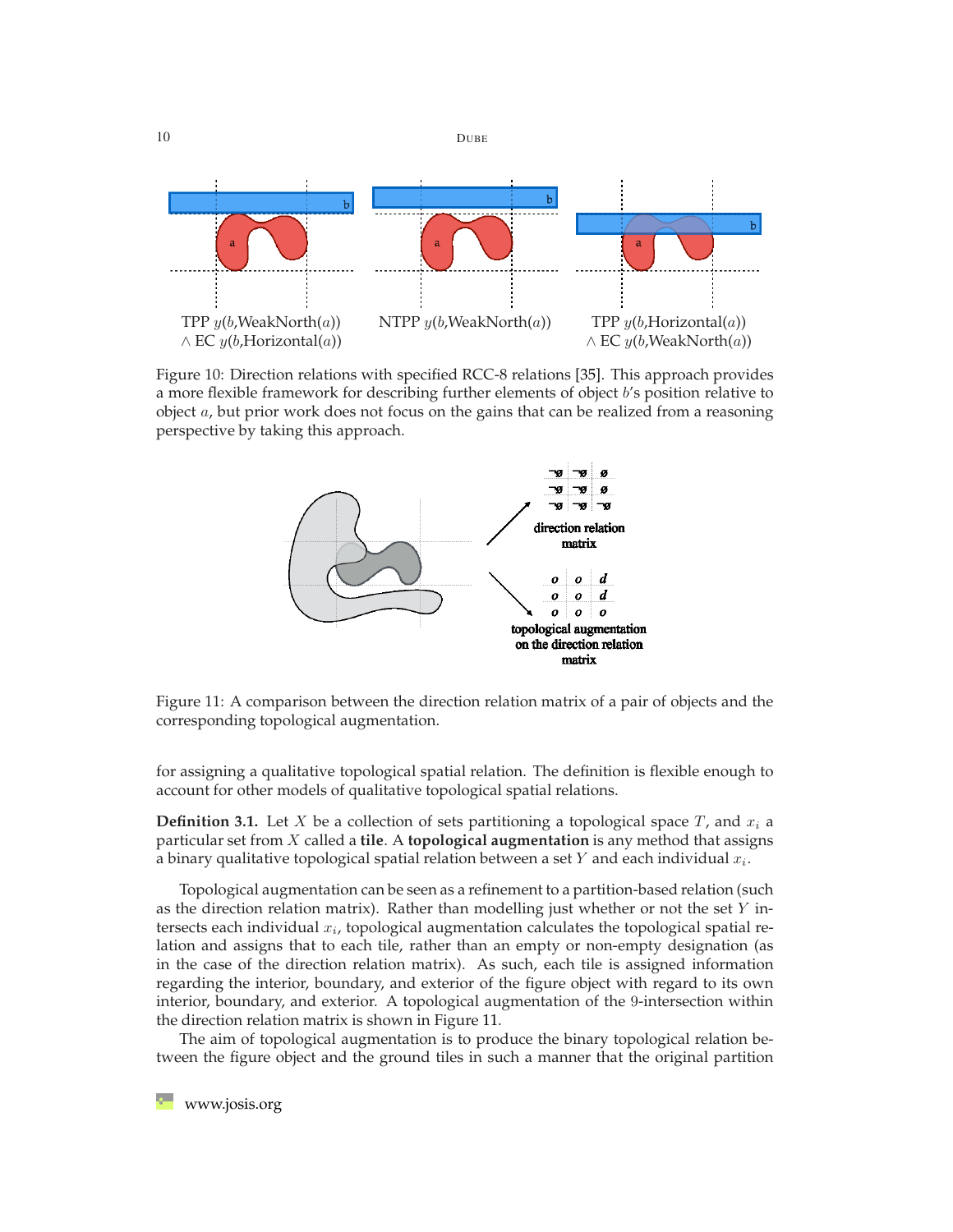TPP $y(b,\text{WeakNorth}(a))$ $\wedge$ EC $y(b,\text{Horizontal}(a))$

NTPP $y(b,\text{WeakNorth}(a))$

TPP $y(b,\text{Horizontal}(a))$ $\wedge$ EC $y(b,\text{WeakNorth}(a))$

Figure 10: Direction relations with specified RCC-8 relations [35]. This approach provides a more flexible framework for describing further elements of object $b$'s position relative to object $a$, but prior work does not focus on the gains that can be realized from a reasoning perspective by taking this approach.

| | | |
|---|---|---|
| ¬ø | ¬ø | ø |
| ¬ø | ¬ø | ø |
| ¬ø | ¬ø | ¬ø |

direction relation matrix

| | | |
|---|---|---|
| *o* | *o* | *d* |
| *o* | *o* | *d* |
| *o* | *o* | *o* |

topological augmentation on the direction relation matrix

Figure 11: A comparison between the direction relation matrix of a pair of objects and the corresponding topological augmentation.

for assigning a qualitative topological spatial relation. The definition is flexible enough to account for other models of qualitative topological spatial relations.

**Definition 3.1.** Let $X$ be a collection of sets partitioning a topological space $T$, and $x_i$ a particular set from $X$ called a **tile**. A **topological augmentation** is any method that assigns a binary qualitative topological spatial relation between a set $Y$ and each individual $x_i$.

Topological augmentation can be seen as a refinement to a partition-based relation (such as the direction relation matrix). Rather than modelling just whether or not the set $Y$ intersects each individual $x_i$, topological augmentation calculates the topological spatial relation and assigns that to each tile, rather than an empty or non-empty designation (as in the case of the direction relation matrix). As such, each tile is assigned information regarding the interior, boundary, and exterior of the figure object with regard to its own interior, boundary, and exterior. A topological augmentation of the 9-intersection within the direction relation matrix is shown in Figure 11.

The aim of topological augmentation is to produce the binary topological relation between the figure object and the ground tiles in such a manner that the original partition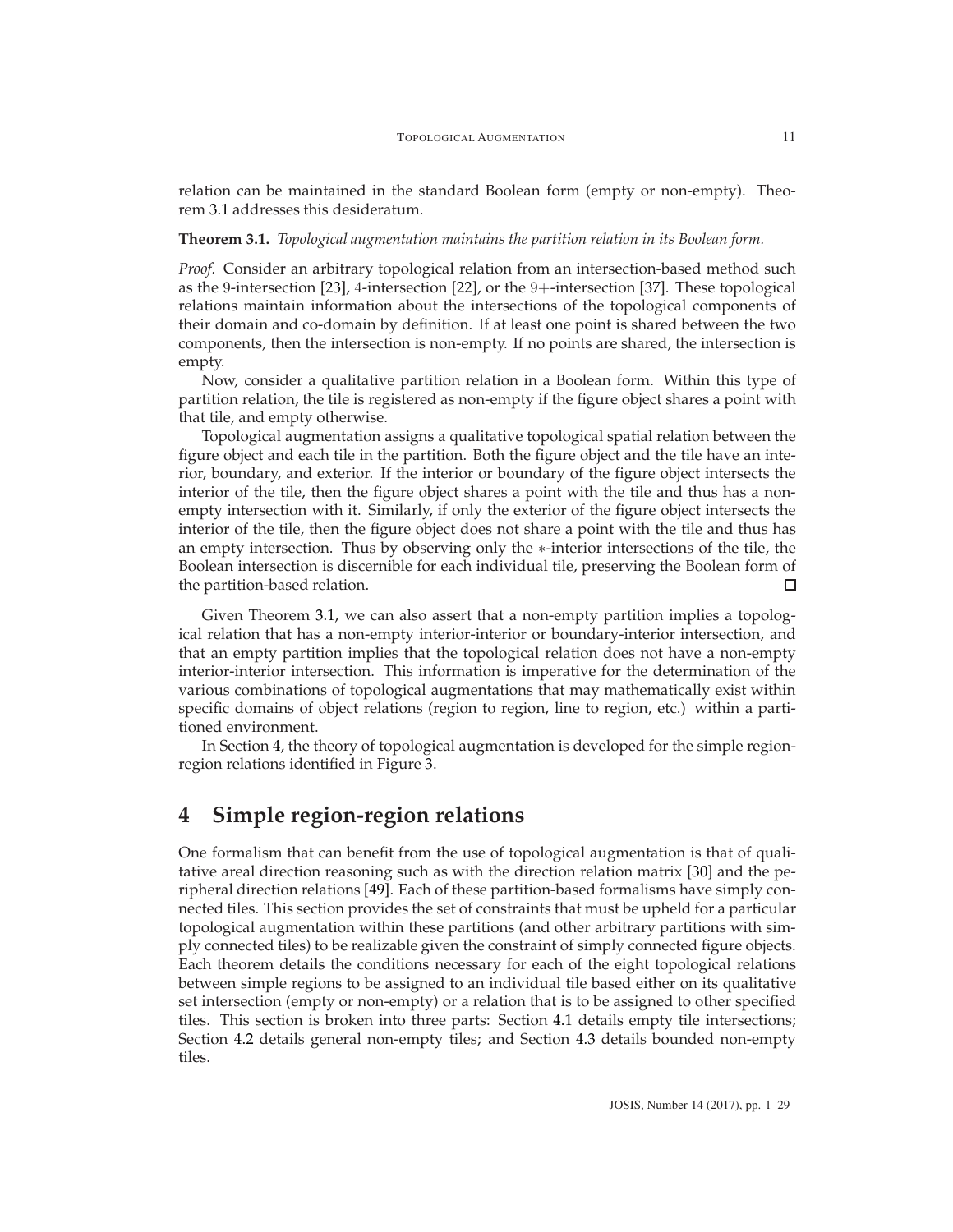relation can be maintained in the standard Boolean form (empty or non-empty). Theorem 3.1 addresses this desideratum.

**Theorem 3.1.** *Topological augmentation maintains the partition relation in its Boolean form.*

*Proof.* Consider an arbitrary topological relation from an intersection-based method such as the 9-intersection [23], 4-intersection [22], or the 9+-intersection [37]. These topological relations maintain information about the intersections of the topological components of their domain and co-domain by definition. If at least one point is shared between the two components, then the intersection is non-empty. If no points are shared, the intersection is empty.

Now, consider a qualitative partition relation in a Boolean form. Within this type of partition relation, the tile is registered as non-empty if the figure object shares a point with that tile, and empty otherwise.

Topological augmentation assigns a qualitative topological spatial relation between the figure object and each tile in the partition. Both the figure object and the tile have an interior, boundary, and exterior. If the interior or boundary of the figure object intersects the interior of the tile, then the figure object shares a point with the tile and thus has a non-empty intersection with it. Similarly, if only the exterior of the figure object intersects the interior of the tile, then the figure object does not share a point with the tile and thus has an empty intersection. Thus by observing only the $*$-interior intersections of the tile, the Boolean intersection is discernible for each individual tile, preserving the Boolean form of the partition-based relation. ☐

Given Theorem 3.1, we can also assert that a non-empty partition implies a topological relation that has a non-empty interior-interior or boundary-interior intersection, and that an empty partition implies that the topological relation does not have a non-empty interior-interior intersection. This information is imperative for the determination of the various combinations of topological augmentations that may mathematically exist within specific domains of object relations (region to region, line to region, etc.) within a partitioned environment.

In Section 4, the theory of topological augmentation is developed for the simple region-region relations identified in Figure 3.

# 4 Simple region-region relations

One formalism that can benefit from the use of topological augmentation is that of qualitative areal direction reasoning such as with the direction relation matrix [30] and the peripheral direction relations [49]. Each of these partition-based formalisms have simply connected tiles. This section provides the set of constraints that must be upheld for a particular topological augmentation within these partitions (and other arbitrary partitions with simply connected tiles) to be realizable given the constraint of simply connected figure objects. Each theorem details the conditions necessary for each of the eight topological relations between simple regions to be assigned to an individual tile based either on its qualitative set intersection (empty or non-empty) or a relation that is to be assigned to other specified tiles. This section is broken into three parts: Section 4.1 details empty tile intersections; Section 4.2 details general non-empty tiles; and Section 4.3 details bounded non-empty tiles.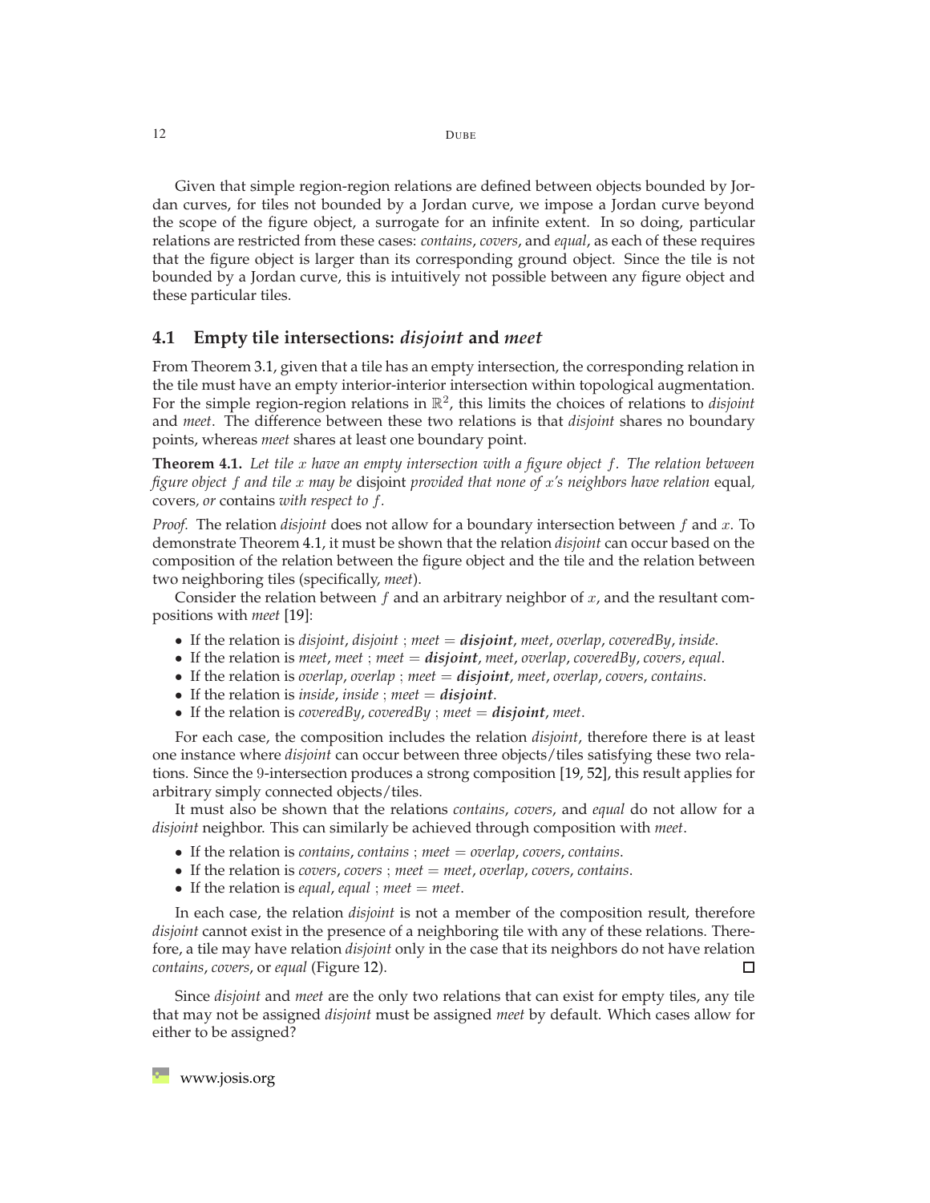Given that simple region-region relations are defined between objects bounded by Jordan curves, for tiles not bounded by a Jordan curve, we impose a Jordan curve beyond the scope of the figure object, a surrogate for an infinite extent. In so doing, particular relations are restricted from these cases: *contains*, *covers*, and *equal*, as each of these requires that the figure object is larger than its corresponding ground object. Since the tile is not bounded by a Jordan curve, this is intuitively not possible between any figure object and these particular tiles.

## 4.1 Empty tile intersections: *disjoint* and *meet*

From Theorem 3.1, given that a tile has an empty intersection, the corresponding relation in the tile must have an empty interior-interior intersection within topological augmentation. For the simple region-region relations in $\mathbb{R}^2$, this limits the choices of relations to *disjoint* and *meet*. The difference between these two relations is that *disjoint* shares no boundary points, whereas *meet* shares at least one boundary point.

**Theorem 4.1.** *Let tile $x$ have an empty intersection with a figure object $f$. The relation between figure object $f$ and tile $x$ may be* disjoint *provided that none of $x$'s neighbors have relation* equal*,* covers*, or* contains *with respect to $f$.*

*Proof.* The relation *disjoint* does not allow for a boundary intersection between $f$ and $x$. To demonstrate Theorem 4.1, it must be shown that the relation *disjoint* can occur based on the composition of the relation between the figure object and the tile and the relation between two neighboring tiles (specifically, *meet*).

Consider the relation between $f$ and an arbitrary neighbor of $x$, and the resultant compositions with *meet* [19]:

- If the relation is *disjoint*, *disjoint* ; *meet* = ***disjoint***, *meet*, *overlap*, *coveredBy*, *inside*.
- If the relation is *meet*, *meet* ; *meet* = ***disjoint***, *meet*, *overlap*, *coveredBy*, *covers*, *equal*.
- If the relation is *overlap*, *overlap* ; *meet* = ***disjoint***, *meet*, *overlap*, *covers*, *contains*.
- If the relation is *inside*, *inside* ; *meet* = ***disjoint***.
- If the relation is *coveredBy*, *coveredBy* ; *meet* = ***disjoint***, *meet*.

For each case, the composition includes the relation *disjoint*, therefore there is at least one instance where *disjoint* can occur between three objects/tiles satisfying these two relations. Since the 9-intersection produces a strong composition [19, 52], this result applies for arbitrary simply connected objects/tiles.

It must also be shown that the relations *contains*, *covers*, and *equal* do not allow for a *disjoint* neighbor. This can similarly be achieved through composition with *meet*.

- If the relation is *contains*, *contains* ; *meet* = *overlap*, *covers*, *contains*.
- If the relation is *covers*, *covers* ; *meet* = *meet*, *overlap*, *covers*, *contains*.
- If the relation is *equal*, *equal* ; *meet* = *meet*.

In each case, the relation *disjoint* is not a member of the composition result, therefore *disjoint* cannot exist in the presence of a neighboring tile with any of these relations. Therefore, a tile may have relation *disjoint* only in the case that its neighbors do not have relation *contains*, *covers*, or *equal* (Figure 12). □

Since *disjoint* and *meet* are the only two relations that can exist for empty tiles, any tile that may not be assigned *disjoint* must be assigned *meet* by default. Which cases allow for either to be assigned?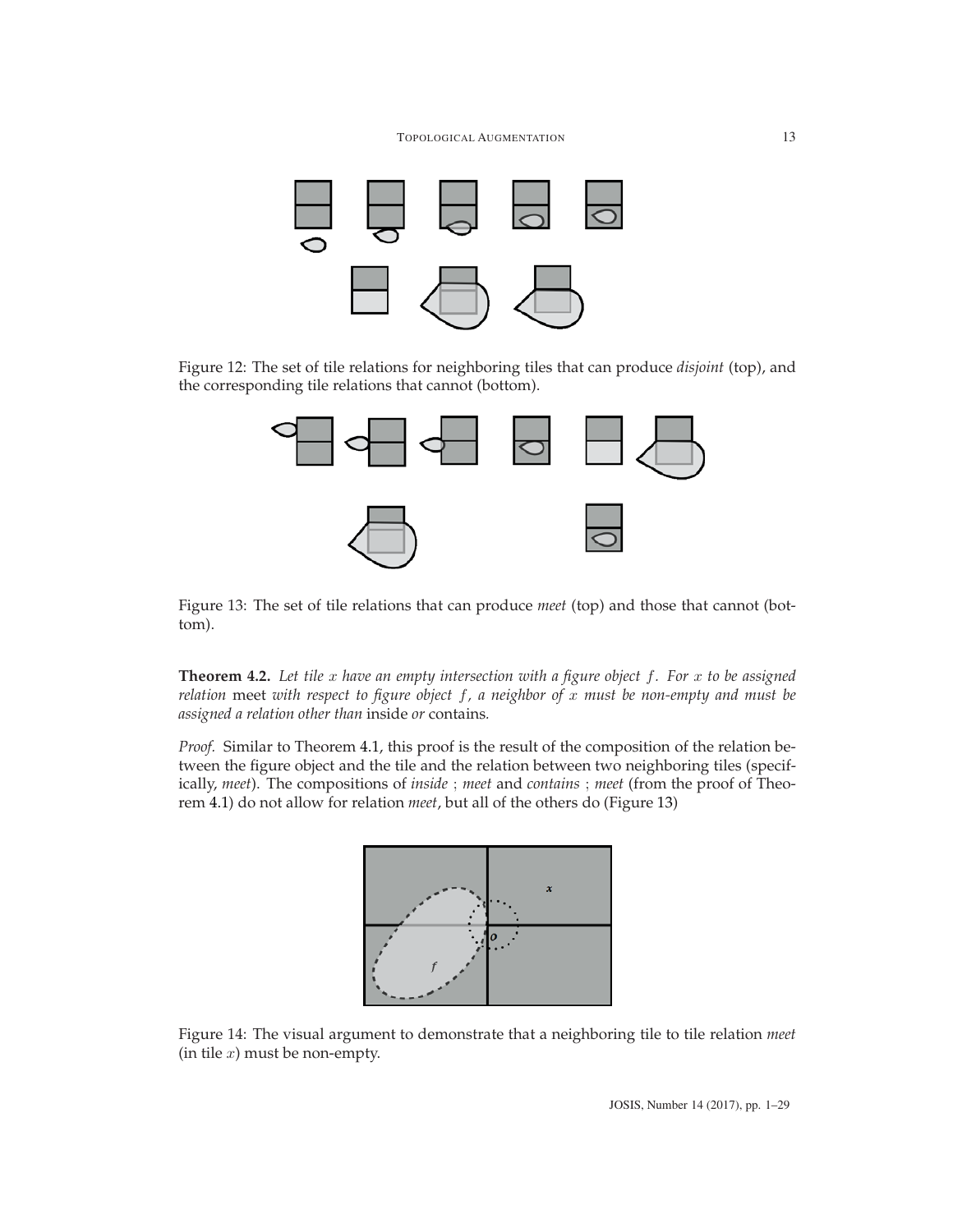Figure 12: The set of tile relations for neighboring tiles that can produce *disjoint* (top), and the corresponding tile relations that cannot (bottom).

Figure 13: The set of tile relations that can produce *meet* (top) and those that cannot (bottom).

**Theorem 4.2.** *Let tile $x$ have an empty intersection with a figure object $f$. For $x$ to be assigned relation* meet *with respect to figure object $f$, a neighbor of $x$ must be non-empty and must be assigned a relation other than* inside *or* contains*.*

*Proof.* Similar to Theorem 4.1, this proof is the result of the composition of the relation between the figure object and the tile and the relation between two neighboring tiles (specifically, *meet*). The compositions of *inside* ; *meet* and *contains* ; *meet* (from the proof of Theorem 4.1) do not allow for relation *meet*, but all of the others do (Figure 13)

Figure 14: The visual argument to demonstrate that a neighboring tile to tile relation *meet* (in tile $x$) must be non-empty.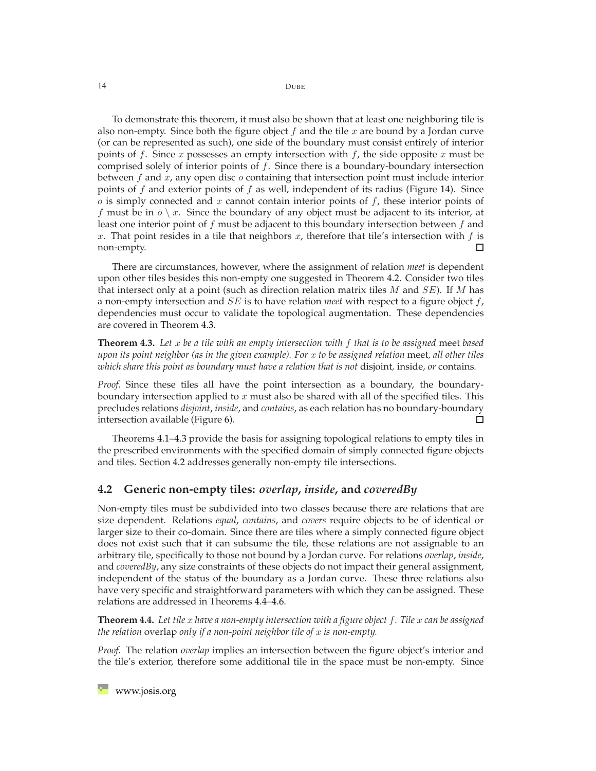To demonstrate this theorem, it must also be shown that at least one neighboring tile is also non-empty. Since both the figure object $f$ and the tile $x$ are bound by a Jordan curve (or can be represented as such), one side of the boundary must consist entirely of interior points of $f$. Since $x$ possesses an empty intersection with $f$, the side opposite $x$ must be comprised solely of interior points of $f$. Since there is a boundary-boundary intersection between $f$ and $x$, any open disc $o$ containing that intersection point must include interior points of $f$ and exterior points of $f$ as well, independent of its radius (Figure 14). Since $o$ is simply connected and $x$ cannot contain interior points of $f$, these interior points of $f$ must be in $o \setminus x$. Since the boundary of any object must be adjacent to its interior, at least one interior point of $f$ must be adjacent to this boundary intersection between $f$ and $x$. That point resides in a tile that neighbors $x$, therefore that tile's intersection with $f$ is non-empty. □

There are circumstances, however, where the assignment of relation *meet* is dependent upon other tiles besides this non-empty one suggested in Theorem 4.2. Consider two tiles that intersect only at a point (such as direction relation matrix tiles $M$ and $SE$). If $M$ has a non-empty intersection and $SE$ is to have relation *meet* with respect to a figure object $f$, dependencies must occur to validate the topological augmentation. These dependencies are covered in Theorem 4.3.

**Theorem 4.3.** *Let $x$ be a tile with an empty intersection with $f$ that is to be assigned* meet *based upon its point neighbor (as in the given example). For $x$ to be assigned relation* meet*, all other tiles which share this point as boundary must have a relation that is not* disjoint*,* inside*, or* contains*.*

*Proof.* Since these tiles all have the point intersection as a boundary, the boundary-boundary intersection applied to $x$ must also be shared with all of the specified tiles. This precludes relations *disjoint*, *inside*, and *contains*, as each relation has no boundary-boundary intersection available (Figure 6). □

Theorems 4.1–4.3 provide the basis for assigning topological relations to empty tiles in the prescribed environments with the specified domain of simply connected figure objects and tiles. Section 4.2 addresses generally non-empty tile intersections.

## 4.2 Generic non-empty tiles: *overlap*, *inside*, and *coveredBy*

Non-empty tiles must be subdivided into two classes because there are relations that are size dependent. Relations *equal*, *contains*, and *covers* require objects to be of identical or larger size to their co-domain. Since there are tiles where a simply connected figure object does not exist such that it can subsume the tile, these relations are not assignable to an arbitrary tile, specifically to those not bound by a Jordan curve. For relations *overlap*, *inside*, and *coveredBy*, any size constraints of these objects do not impact their general assignment, independent of the status of the boundary as a Jordan curve. These three relations also have very specific and straightforward parameters with which they can be assigned. These relations are addressed in Theorems 4.4–4.6.

**Theorem 4.4.** *Let tile $x$ have a non-empty intersection with a figure object $f$. Tile $x$ can be assigned the relation* overlap *only if a non-point neighbor tile of $x$ is non-empty.*

*Proof.* The relation *overlap* implies an intersection between the figure object's interior and the tile's exterior, therefore some additional tile in the space must be non-empty. Since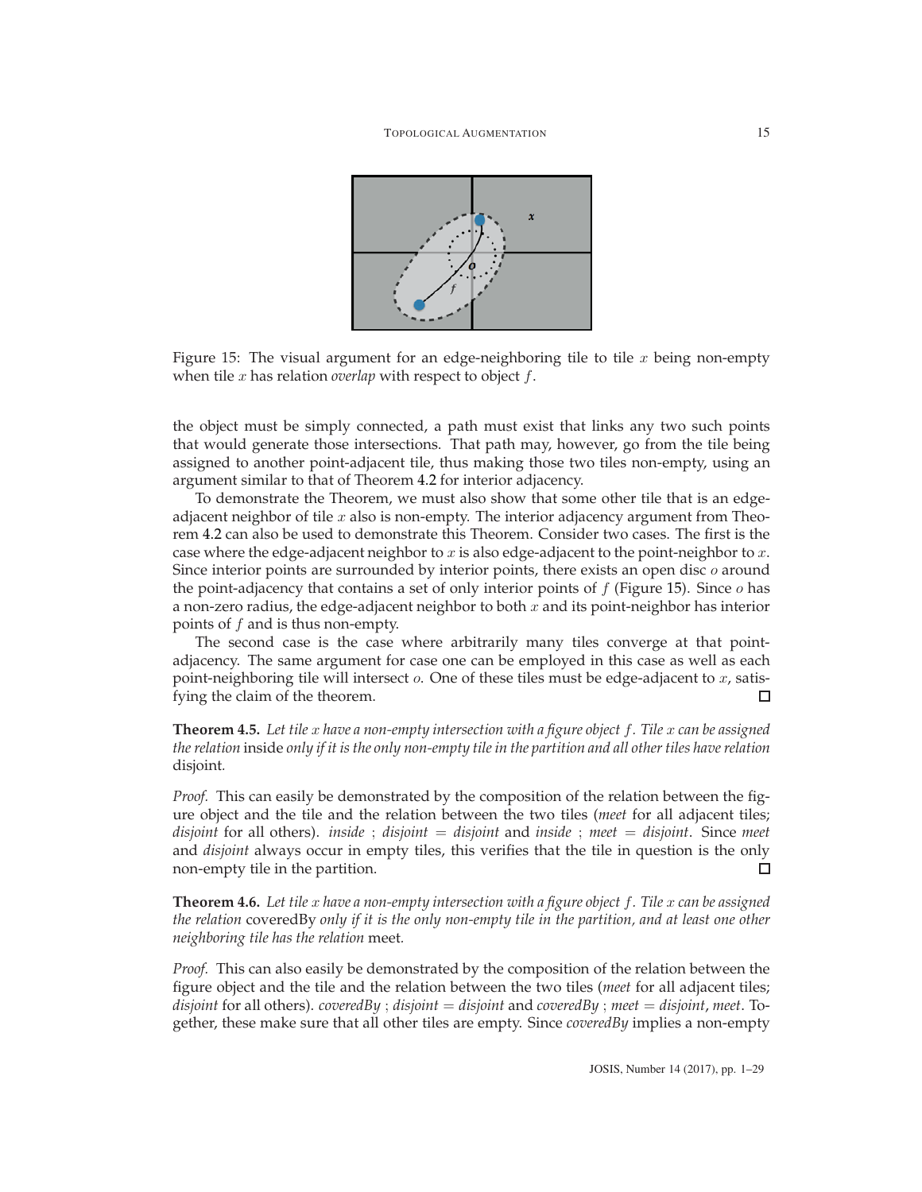Figure 15: The visual argument for an edge-neighboring tile to tile $x$ being non-empty when tile $x$ has relation *overlap* with respect to object $f$.

the object must be simply connected, a path must exist that links any two such points that would generate those intersections. That path may, however, go from the tile being assigned to another point-adjacent tile, thus making those two tiles non-empty, using an argument similar to that of Theorem 4.2 for interior adjacency.

To demonstrate the Theorem, we must also show that some other tile that is an edge-adjacent neighbor of tile $x$ also is non-empty. The interior adjacency argument from Theorem 4.2 can also be used to demonstrate this Theorem. Consider two cases. The first is the case where the edge-adjacent neighbor to $x$ is also edge-adjacent to the point-neighbor to $x$. Since interior points are surrounded by interior points, there exists an open disc $o$ around the point-adjacency that contains a set of only interior points of $f$ (Figure 15). Since $o$ has a non-zero radius, the edge-adjacent neighbor to both $x$ and its point-neighbor has interior points of $f$ and is thus non-empty.

The second case is the case where arbitrarily many tiles converge at that point-adjacency. The same argument for case one can be employed in this case as well as each point-neighboring tile will intersect $o$. One of these tiles must be edge-adjacent to $x$, satisfying the claim of the theorem. □

**Theorem 4.5.** *Let tile $x$ have a non-empty intersection with a figure object $f$. Tile $x$ can be assigned the relation* inside *only if it is the only non-empty tile in the partition and all other tiles have relation* disjoint*.*

*Proof.* This can easily be demonstrated by the composition of the relation between the figure object and the tile and the relation between the two tiles (*meet* for all adjacent tiles; *disjoint* for all others). *inside* ; *disjoint* = *disjoint* and *inside* ; *meet* = *disjoint*. Since *meet* and *disjoint* always occur in empty tiles, this verifies that the tile in question is the only non-empty tile in the partition. □

**Theorem 4.6.** *Let tile $x$ have a non-empty intersection with a figure object $f$. Tile $x$ can be assigned the relation* coveredBy *only if it is the only non-empty tile in the partition, and at least one other neighboring tile has the relation* meet*.*

*Proof.* This can also easily be demonstrated by the composition of the relation between the figure object and the tile and the relation between the two tiles (*meet* for all adjacent tiles; *disjoint* for all others). *coveredBy* ; *disjoint* = *disjoint* and *coveredBy* ; *meet* = *disjoint*, *meet*. Together, these make sure that all other tiles are empty. Since *coveredBy* implies a non-empty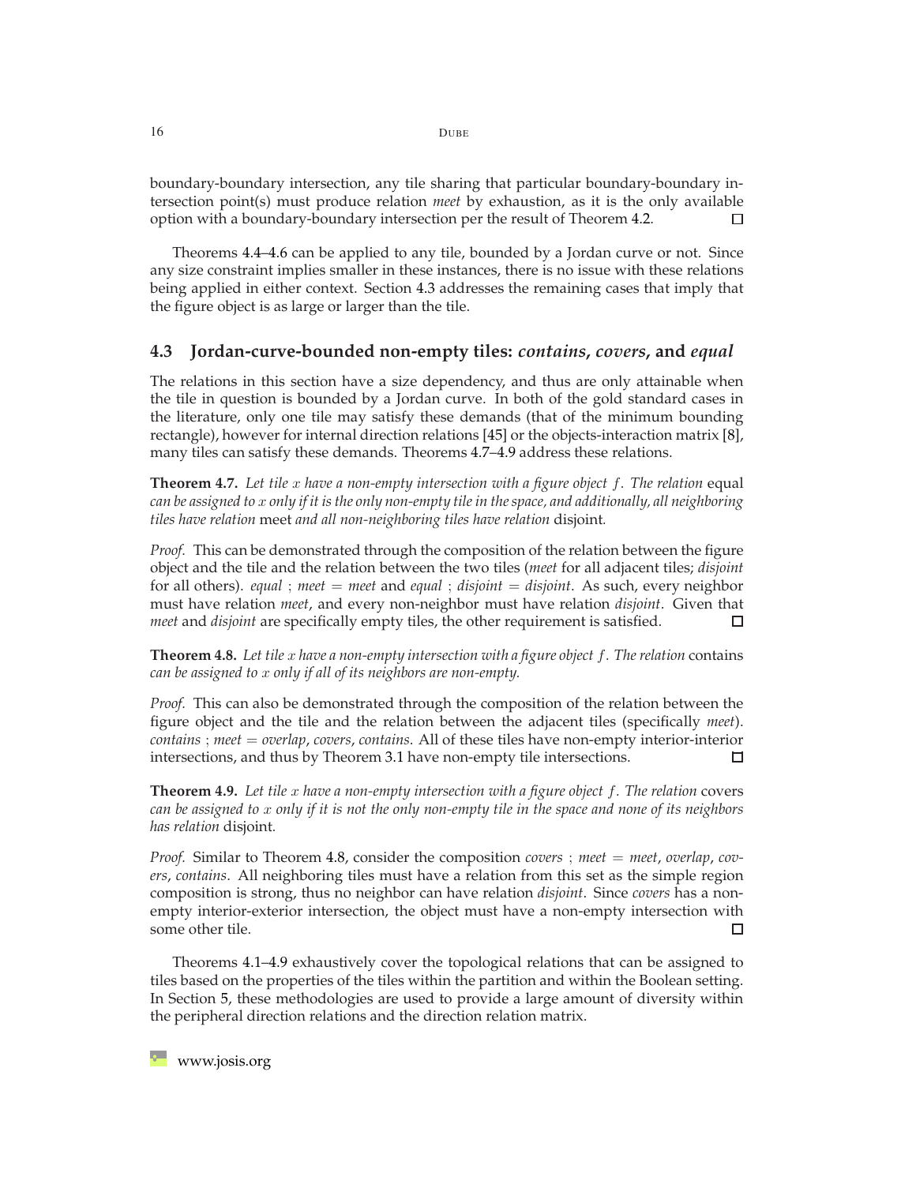boundary-boundary intersection, any tile sharing that particular boundary-boundary intersection point(s) must produce relation *meet* by exhaustion, as it is the only available option with a boundary-boundary intersection per the result of Theorem 4.2. □

Theorems 4.4–4.6 can be applied to any tile, bounded by a Jordan curve or not. Since any size constraint implies smaller in these instances, there is no issue with these relations being applied in either context. Section 4.3 addresses the remaining cases that imply that the figure object is as large or larger than the tile.

### 4.3 Jordan-curve-bounded non-empty tiles: *contains*, *covers*, and *equal*

The relations in this section have a size dependency, and thus are only attainable when the tile in question is bounded by a Jordan curve. In both of the gold standard cases in the literature, only one tile may satisfy these demands (that of the minimum bounding rectangle), however for internal direction relations [45] or the objects-interaction matrix [8], many tiles can satisfy these demands. Theorems 4.7–4.9 address these relations.

**Theorem 4.7.** *Let tile $x$ have a non-empty intersection with a figure object $f$. The relation* equal *can be assigned to $x$ only if it is the only non-empty tile in the space, and additionally, all neighboring tiles have relation* meet *and all non-neighboring tiles have relation* disjoint*.*

*Proof.* This can be demonstrated through the composition of the relation between the figure object and the tile and the relation between the two tiles (*meet* for all adjacent tiles; *disjoint* for all others). *equal* ; *meet* = *meet* and *equal* ; *disjoint* = *disjoint*. As such, every neighbor must have relation *meet*, and every non-neighbor must have relation *disjoint*. Given that *meet* and *disjoint* are specifically empty tiles, the other requirement is satisfied. □

**Theorem 4.8.** *Let tile $x$ have a non-empty intersection with a figure object $f$. The relation* contains *can be assigned to $x$ only if all of its neighbors are non-empty.*

*Proof.* This can also be demonstrated through the composition of the relation between the figure object and the tile and the relation between the adjacent tiles (specifically *meet*). *contains* ; *meet* = *overlap*, *covers*, *contains*. All of these tiles have non-empty interior-interior intersections, and thus by Theorem 3.1 have non-empty tile intersections. □

**Theorem 4.9.** *Let tile $x$ have a non-empty intersection with a figure object $f$. The relation* covers *can be assigned to $x$ only if it is not the only non-empty tile in the space and none of its neighbors has relation* disjoint*.*

*Proof.* Similar to Theorem 4.8, consider the composition *covers* ; *meet* = *meet*, *overlap*, *covers*, *contains*. All neighboring tiles must have a relation from this set as the simple region composition is strong, thus no neighbor can have relation *disjoint*. Since *covers* has a non-empty interior-exterior intersection, the object must have a non-empty intersection with some other tile. □

Theorems 4.1–4.9 exhaustively cover the topological relations that can be assigned to tiles based on the properties of the tiles within the partition and within the Boolean setting. In Section 5, these methodologies are used to provide a large amount of diversity within the peripheral direction relations and the direction relation matrix.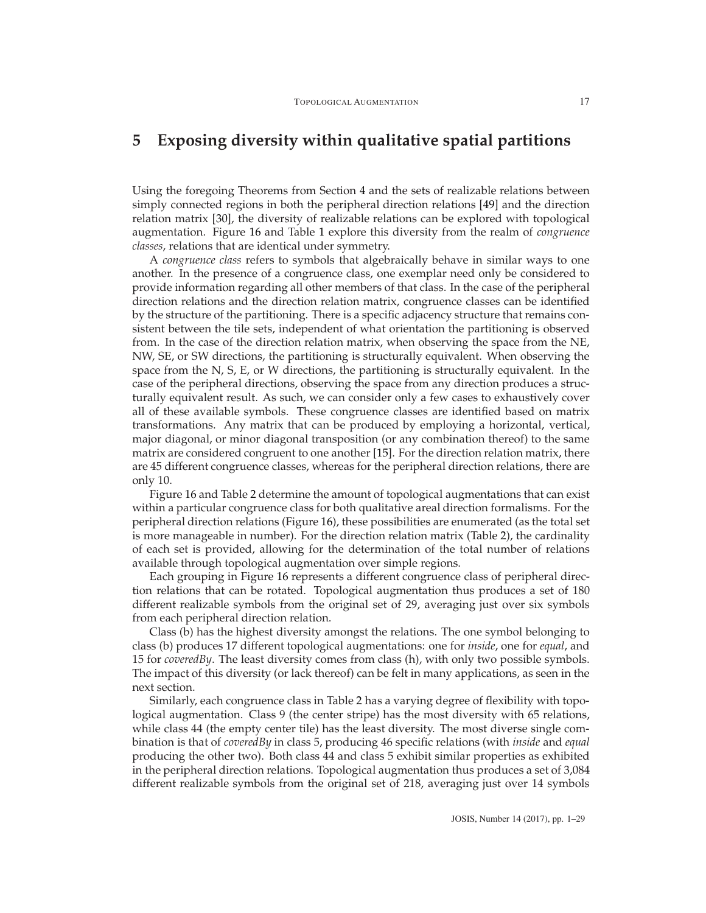# 5 Exposing diversity within qualitative spatial partitions

Using the foregoing Theorems from Section 4 and the sets of realizable relations between simply connected regions in both the peripheral direction relations [49] and the direction relation matrix [30], the diversity of realizable relations can be explored with topological augmentation. Figure 16 and Table 1 explore this diversity from the realm of *congruence classes*, relations that are identical under symmetry.

A *congruence class* refers to symbols that algebraically behave in similar ways to one another. In the presence of a congruence class, one exemplar need only be considered to provide information regarding all other members of that class. In the case of the peripheral direction relations and the direction relation matrix, congruence classes can be identified by the structure of the partitioning. There is a specific adjacency structure that remains consistent between the tile sets, independent of what orientation the partitioning is observed from. In the case of the direction relation matrix, when observing the space from the NE, NW, SE, or SW directions, the partitioning is structurally equivalent. When observing the space from the N, S, E, or W directions, the partitioning is structurally equivalent. In the case of the peripheral directions, observing the space from any direction produces a structurally equivalent result. As such, we can consider only a few cases to exhaustively cover all of these available symbols. These congruence classes are identified based on matrix transformations. Any matrix that can be produced by employing a horizontal, vertical, major diagonal, or minor diagonal transposition (or any combination thereof) to the same matrix are considered congruent to one another [15]. For the direction relation matrix, there are 45 different congruence classes, whereas for the peripheral direction relations, there are only 10.

Figure 16 and Table 2 determine the amount of topological augmentations that can exist within a particular congruence class for both qualitative areal direction formalisms. For the peripheral direction relations (Figure 16), these possibilities are enumerated (as the total set is more manageable in number). For the direction relation matrix (Table 2), the cardinality of each set is provided, allowing for the determination of the total number of relations available through topological augmentation over simple regions.

Each grouping in Figure 16 represents a different congruence class of peripheral direction relations that can be rotated. Topological augmentation thus produces a set of 180 different realizable symbols from the original set of 29, averaging just over six symbols from each peripheral direction relation.

Class (b) has the highest diversity amongst the relations. The one symbol belonging to class (b) produces 17 different topological augmentations: one for *inside*, one for *equal*, and 15 for *coveredBy*. The least diversity comes from class (h), with only two possible symbols. The impact of this diversity (or lack thereof) can be felt in many applications, as seen in the next section.

Similarly, each congruence class in Table 2 has a varying degree of flexibility with topological augmentation. Class 9 (the center stripe) has the most diversity with 65 relations, while class 44 (the empty center tile) has the least diversity. The most diverse single combination is that of *coveredBy* in class 5, producing 46 specific relations (with *inside* and *equal* producing the other two). Both class 44 and class 5 exhibit similar properties as exhibited in the peripheral direction relations. Topological augmentation thus produces a set of 3,084 different realizable symbols from the original set of 218, averaging just over 14 symbols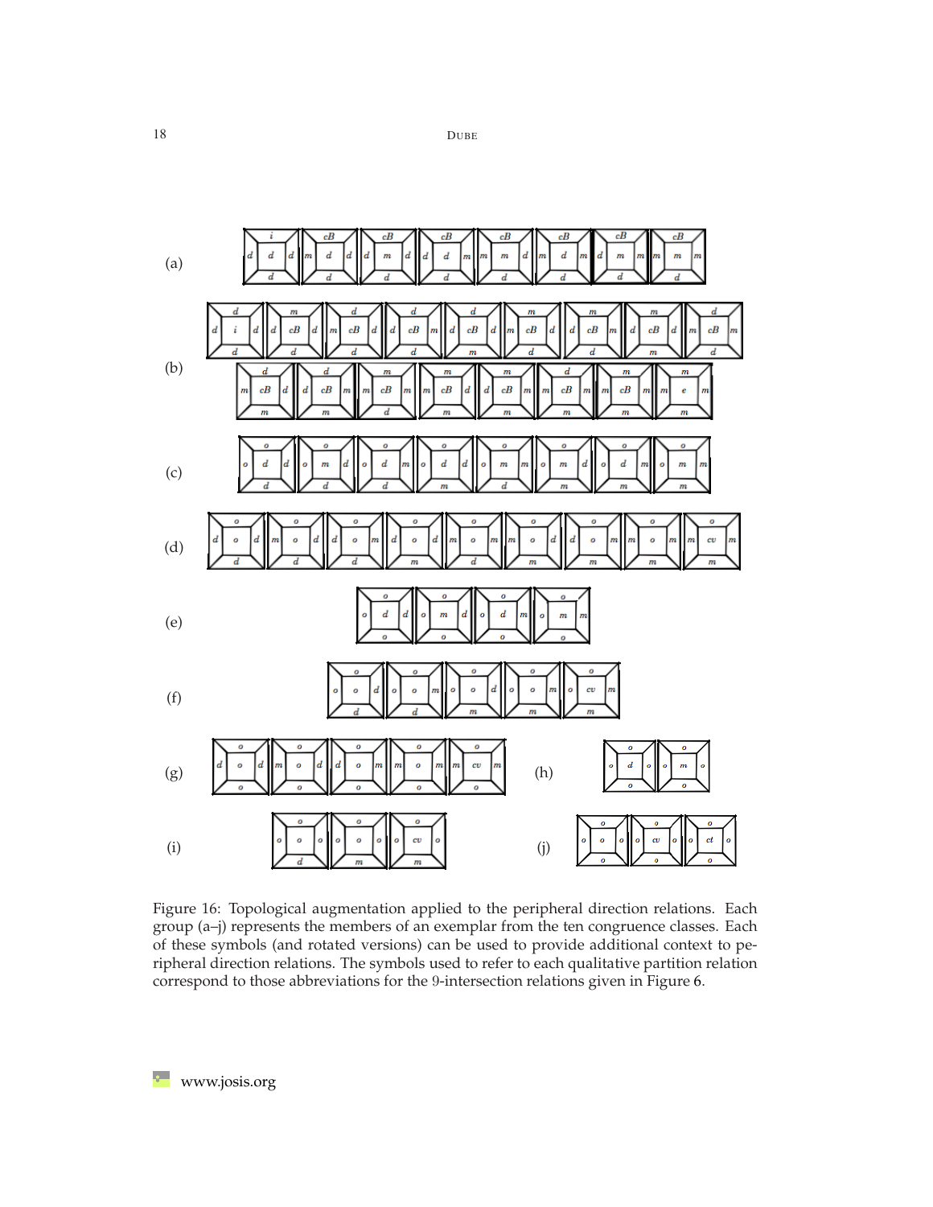Figure 16: Topological augmentation applied to the peripheral direction relations. Each group (a–j) represents the members of an exemplar from the ten congruence classes. Each of these symbols (and rotated versions) can be used to provide additional context to peripheral direction relations. The symbols used to refer to each qualitative partition relation correspond to those abbreviations for the 9-intersection relations given in Figure 6.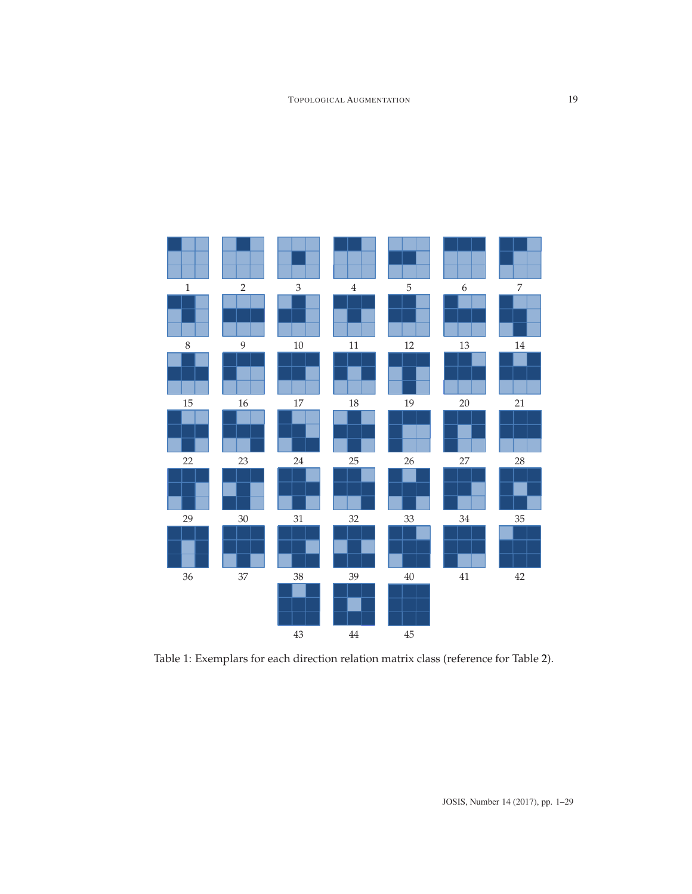| 1 | 2 | 3 | 4 | 5 | 6 | 7 |
|---|---|---|---|---|---|---|
| 8 | 9 | 10 | 11 | 12 | 13 | 14 |
| 15 | 16 | 17 | 18 | 19 | 20 | 21 |
| 22 | 23 | 24 | 25 | 26 | 27 | 28 |
| 29 | 30 | 31 | 32 | 33 | 34 | 35 |
| 36 | 37 | 38 | 39 | 40 | 41 | 42 |
| | | 43 | 44 | 45 | | |

Table 1: Exemplars for each direction relation matrix class (reference for Table 2).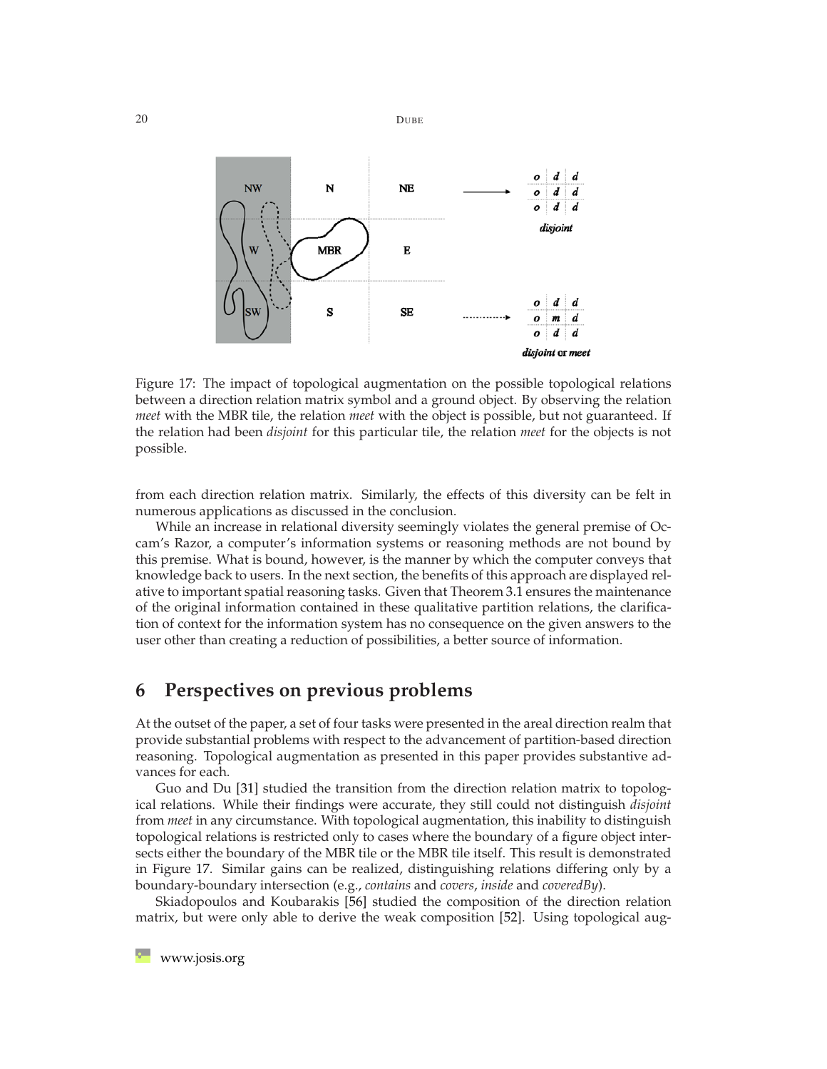Figure 17: The impact of topological augmentation on the possible topological relations between a direction relation matrix symbol and a ground object. By observing the relation *meet* with the MBR tile, the relation *meet* with the object is possible, but not guaranteed. If the relation had been *disjoint* for this particular tile, the relation *meet* for the objects is not possible.

from each direction relation matrix. Similarly, the effects of this diversity can be felt in numerous applications as discussed in the conclusion.

While an increase in relational diversity seemingly violates the general premise of Occam's Razor, a computer's information systems or reasoning methods are not bound by this premise. What is bound, however, is the manner by which the computer conveys that knowledge back to users. In the next section, the benefits of this approach are displayed relative to important spatial reasoning tasks. Given that Theorem 3.1 ensures the maintenance of the original information contained in these qualitative partition relations, the clarification of context for the information system has no consequence on the given answers to the user other than creating a reduction of possibilities, a better source of information.

# 6 Perspectives on previous problems

At the outset of the paper, a set of four tasks were presented in the areal direction realm that provide substantial problems with respect to the advancement of partition-based direction reasoning. Topological augmentation as presented in this paper provides substantive advances for each.

Guo and Du [31] studied the transition from the direction relation matrix to topological relations. While their findings were accurate, they still could not distinguish *disjoint* from *meet* in any circumstance. With topological augmentation, this inability to distinguish topological relations is restricted only to cases where the boundary of a figure object intersects either the boundary of the MBR tile or the MBR tile itself. This result is demonstrated in Figure 17. Similar gains can be realized, distinguishing relations differing only by a boundary-boundary intersection (e.g., *contains* and *covers*, *inside* and *coveredBy*).

Skiadopoulos and Koubarakis [56] studied the composition of the direction relation matrix, but were only able to derive the weak composition [52]. Using topological aug-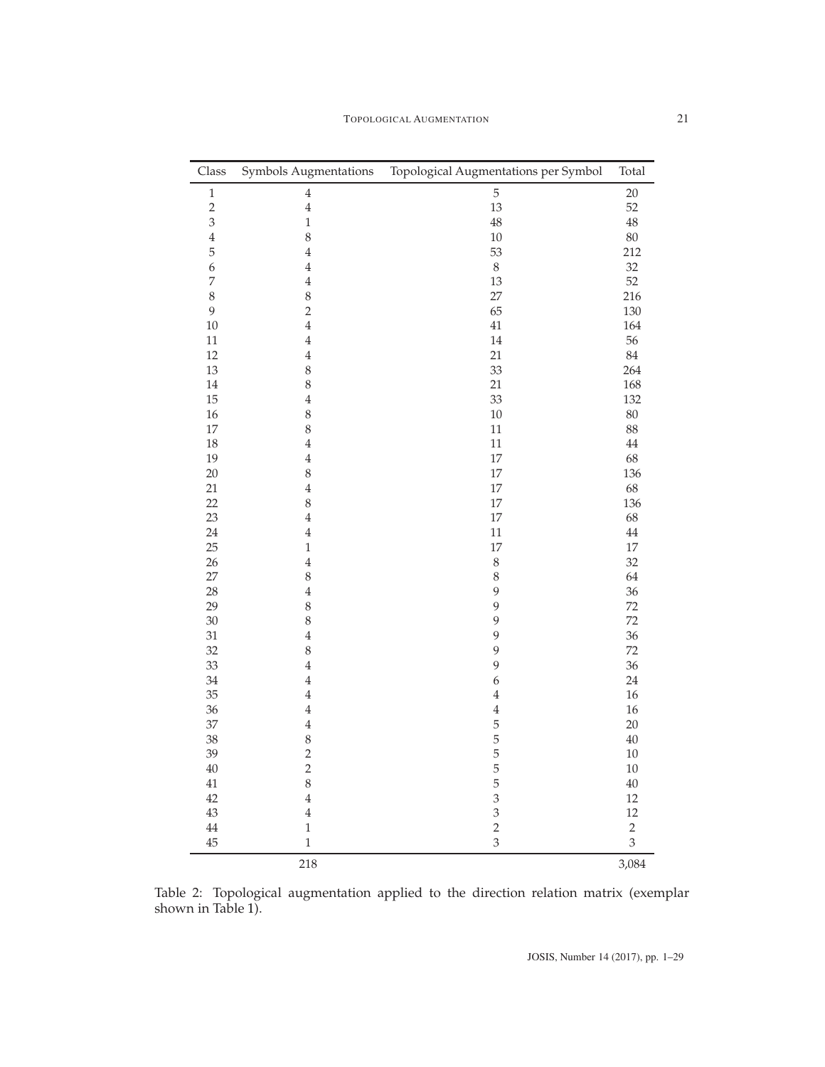| Class | Symbols Augmentations | Topological Augmentations per Symbol | Total |
|---|---|---|---|
| 1 | 4 | 5 | 20 |
| 2 | 4 | 13 | 52 |
| 3 | 1 | 48 | 48 |
| 4 | 8 | 10 | 80 |
| 5 | 4 | 53 | 212 |
| 6 | 4 | 8 | 32 |
| 7 | 4 | 13 | 52 |
| 8 | 8 | 27 | 216 |
| 9 | 2 | 65 | 130 |
| 10 | 4 | 41 | 164 |
| 11 | 4 | 14 | 56 |
| 12 | 4 | 21 | 84 |
| 13 | 8 | 33 | 264 |
| 14 | 8 | 21 | 168 |
| 15 | 4 | 33 | 132 |
| 16 | 8 | 10 | 80 |
| 17 | 8 | 11 | 88 |
| 18 | 4 | 11 | 44 |
| 19 | 4 | 17 | 68 |
| 20 | 8 | 17 | 136 |
| 21 | 4 | 17 | 68 |
| 22 | 8 | 17 | 136 |
| 23 | 4 | 17 | 68 |
| 24 | 4 | 11 | 44 |
| 25 | 1 | 17 | 17 |
| 26 | 4 | 8 | 32 |
| 27 | 8 | 8 | 64 |
| 28 | 4 | 9 | 36 |
| 29 | 8 | 9 | 72 |
| 30 | 8 | 9 | 72 |
| 31 | 4 | 9 | 36 |
| 32 | 8 | 9 | 72 |
| 33 | 4 | 9 | 36 |
| 34 | 4 | 6 | 24 |
| 35 | 4 | 4 | 16 |
| 36 | 4 | 4 | 16 |
| 37 | 4 | 5 | 20 |
| 38 | 8 | 5 | 40 |
| 39 | 2 | 5 | 10 |
| 40 | 2 | 5 | 10 |
| 41 | 8 | 5 | 40 |
| 42 | 4 | 3 | 12 |
| 43 | 4 | 3 | 12 |
| 44 | 1 | 2 | 2 |
| 45 | 1 | 3 | 3 |
| | 218 | | 3,084 |

Table 2: Topological augmentation applied to the direction relation matrix (exemplar shown in Table 1).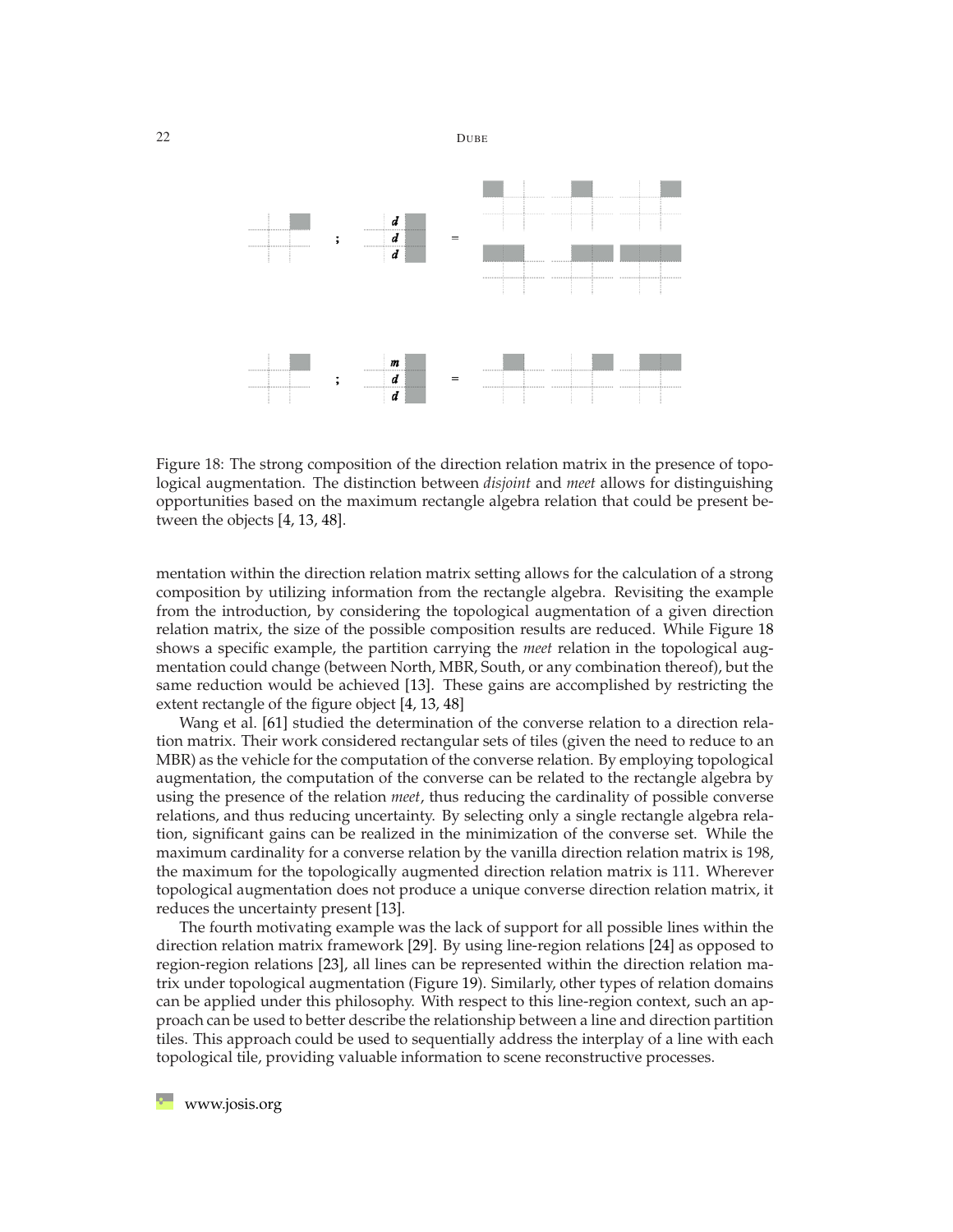Figure 18: The strong composition of the direction relation matrix in the presence of topological augmentation. The distinction between *disjoint* and *meet* allows for distinguishing opportunities based on the maximum rectangle algebra relation that could be present between the objects [4, 13, 48].

mentation within the direction relation matrix setting allows for the calculation of a strong composition by utilizing information from the rectangle algebra. Revisiting the example from the introduction, by considering the topological augmentation of a given direction relation matrix, the size of the possible composition results are reduced. While Figure 18 shows a specific example, the partition carrying the *meet* relation in the topological augmentation could change (between North, MBR, South, or any combination thereof), but the same reduction would be achieved [13]. These gains are accomplished by restricting the extent rectangle of the figure object [4, 13, 48]

Wang et al. [61] studied the determination of the converse relation to a direction relation matrix. Their work considered rectangular sets of tiles (given the need to reduce to an MBR) as the vehicle for the computation of the converse relation. By employing topological augmentation, the computation of the converse can be related to the rectangle algebra by using the presence of the relation *meet*, thus reducing the cardinality of possible converse relations, and thus reducing uncertainty. By selecting only a single rectangle algebra relation, significant gains can be realized in the minimization of the converse set. While the maximum cardinality for a converse relation by the vanilla direction relation matrix is 198, the maximum for the topologically augmented direction relation matrix is 111. Wherever topological augmentation does not produce a unique converse direction relation matrix, it reduces the uncertainty present [13].

The fourth motivating example was the lack of support for all possible lines within the direction relation matrix framework [29]. By using line-region relations [24] as opposed to region-region relations [23], all lines can be represented within the direction relation matrix under topological augmentation (Figure 19). Similarly, other types of relation domains can be applied under this philosophy. With respect to this line-region context, such an approach can be used to better describe the relationship between a line and direction partition tiles. This approach could be used to sequentially address the interplay of a line with each topological tile, providing valuable information to scene reconstructive processes.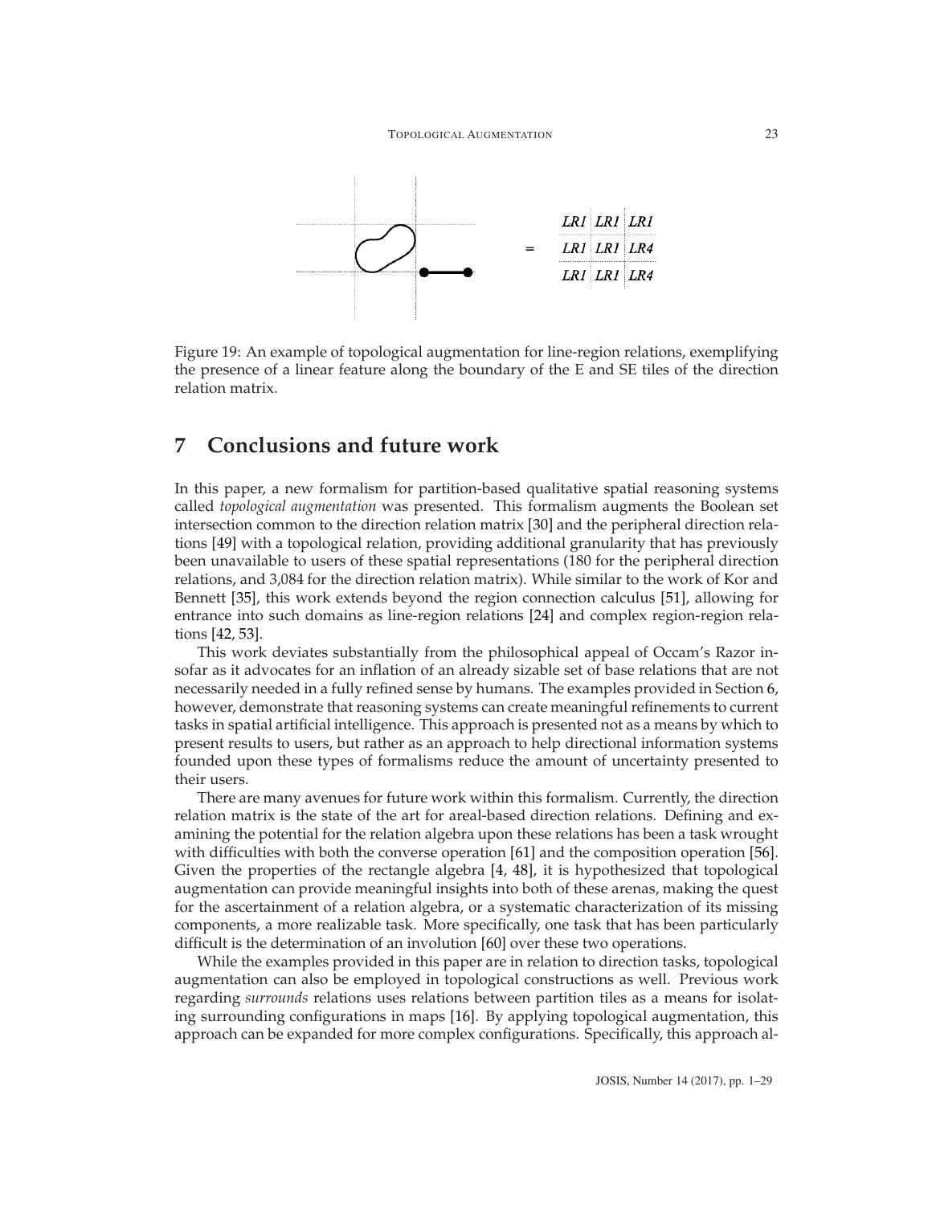| LR1 | LR1 | LR1 |
|---|---|---|
| LR1 | LR1 | LR4 |
| LR1 | LR1 | LR4 |

Figure 19: An example of topological augmentation for line-region relations, exemplifying the presence of a linear feature along the boundary of the E and SE tiles of the direction relation matrix.

## 7 Conclusions and future work

In this paper, a new formalism for partition-based qualitative spatial reasoning systems called *topological augmentation* was presented. This formalism augments the Boolean set intersection common to the direction relation matrix [30] and the peripheral direction relations [49] with a topological relation, providing additional granularity that has previously been unavailable to users of these spatial representations (180 for the peripheral direction relations, and 3,084 for the direction relation matrix). While similar to the work of Kor and Bennett [35], this work extends beyond the region connection calculus [51], allowing for entrance into such domains as line-region relations [24] and complex region-region relations [42, 53].

This work deviates substantially from the philosophical appeal of Occam's Razor insofar as it advocates for an inflation of an already sizable set of base relations that are not necessarily needed in a fully refined sense by humans. The examples provided in Section 6, however, demonstrate that reasoning systems can create meaningful refinements to current tasks in spatial artificial intelligence. This approach is presented not as a means by which to present results to users, but rather as an approach to help directional information systems founded upon these types of formalisms reduce the amount of uncertainty presented to their users.

There are many avenues for future work within this formalism. Currently, the direction relation matrix is the state of the art for areal-based direction relations. Defining and examining the potential for the relation algebra upon these relations has been a task wrought with difficulties with both the converse operation [61] and the composition operation [56]. Given the properties of the rectangle algebra [4, 48], it is hypothesized that topological augmentation can provide meaningful insights into both of these arenas, making the quest for the ascertainment of a relation algebra, or a systematic characterization of its missing components, a more realizable task. More specifically, one task that has been particularly difficult is the determination of an involution [60] over these two operations.

While the examples provided in this paper are in relation to direction tasks, topological augmentation can also be employed in topological constructions as well. Previous work regarding *surrounds* relations uses relations between partition tiles as a means for isolating surrounding configurations in maps [16]. By applying topological augmentation, this approach can be expanded for more complex configurations. Specifically, this approach al-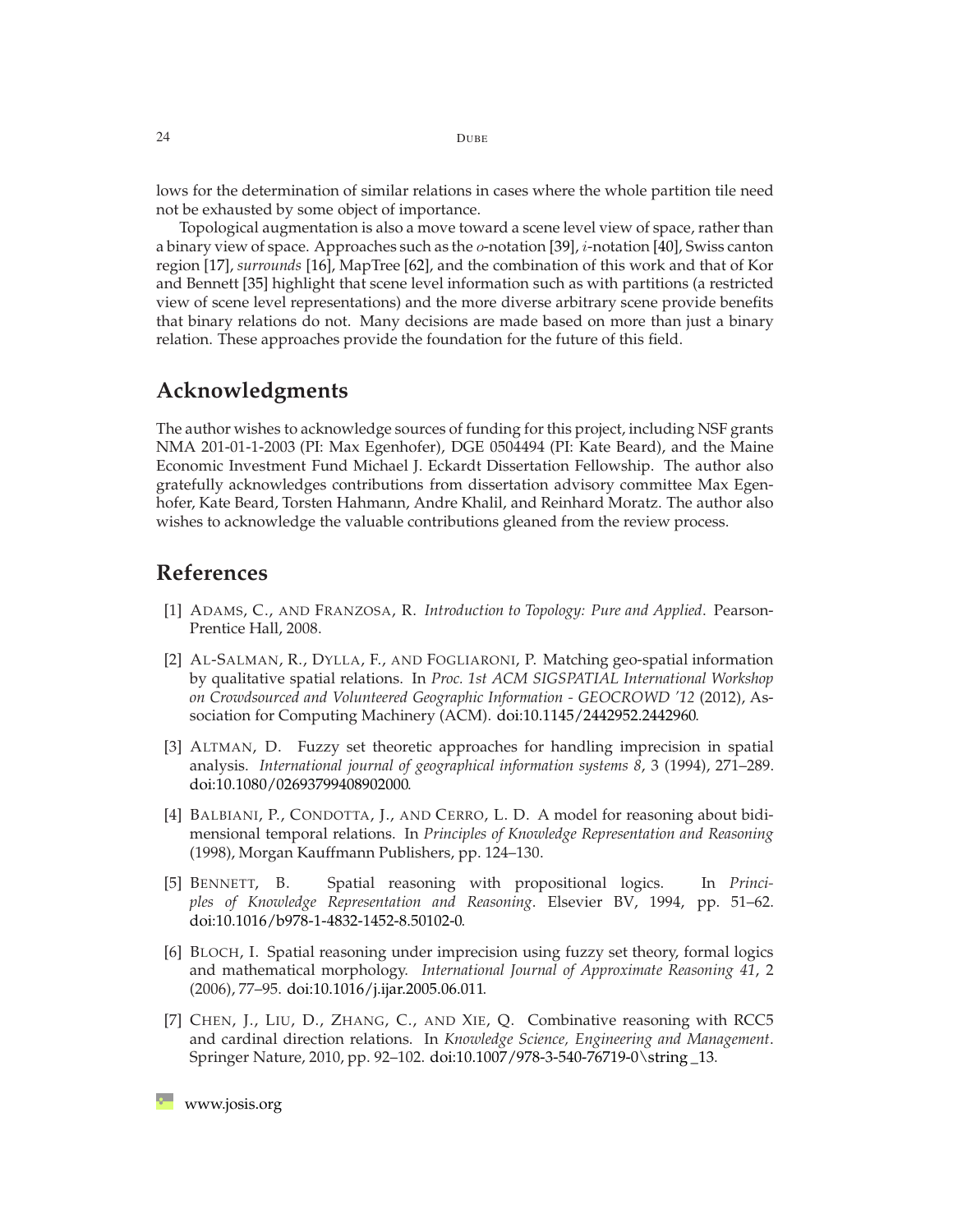lows for the determination of similar relations in cases where the whole partition tile need not be exhausted by some object of importance.

Topological augmentation is also a move toward a scene level view of space, rather than a binary view of space. Approaches such as the $o$-notation [39], $i$-notation [40], Swiss canton region [17], *surrounds* [16], MapTree [62], and the combination of this work and that of Kor and Bennett [35] highlight that scene level information such as with partitions (a restricted view of scene level representations) and the more diverse arbitrary scene provide benefits that binary relations do not. Many decisions are made based on more than just a binary relation. These approaches provide the foundation for the future of this field.

## Acknowledgments

The author wishes to acknowledge sources of funding for this project, including NSF grants NMA 201-01-1-2003 (PI: Max Egenhofer), DGE 0504494 (PI: Kate Beard), and the Maine Economic Investment Fund Michael J. Eckardt Dissertation Fellowship. The author also gratefully acknowledges contributions from dissertation advisory committee Max Egenhofer, Kate Beard, Torsten Hahmann, Andre Khalil, and Reinhard Moratz. The author also wishes to acknowledge the valuable contributions gleaned from the review process.

## References

[1] Adams, C., and Franzosa, R. *Introduction to Topology: Pure and Applied*. Pearson-Prentice Hall, 2008.

[2] Al-Salman, R., Dylla, F., and Fogliaroni, P. Matching geo-spatial information by qualitative spatial relations. In *Proc. 1st ACM SIGSPATIAL International Workshop on Crowdsourced and Volunteered Geographic Information - GEOCROWD '12* (2012), Association for Computing Machinery (ACM). doi:10.1145/2442952.2442960.

[3] Altman, D. Fuzzy set theoretic approaches for handling imprecision in spatial analysis. *International journal of geographical information systems 8*, 3 (1994), 271–289. doi:10.1080/02693799408902000.

[4] Balbiani, P., Condotta, J., and Cerro, L. D. A model for reasoning about bidimensional temporal relations. In *Principles of Knowledge Representation and Reasoning* (1998), Morgan Kauffmann Publishers, pp. 124–130.

[5] Bennett, B. Spatial reasoning with propositional logics. In *Principles of Knowledge Representation and Reasoning*. Elsevier BV, 1994, pp. 51–62. doi:10.1016/b978-1-4832-1452-8.50102-0.

[6] Bloch, I. Spatial reasoning under imprecision using fuzzy set theory, formal logics and mathematical morphology. *International Journal of Approximate Reasoning 41*, 2 (2006), 77–95. doi:10.1016/j.ijar.2005.06.011.

[7] Chen, J., Liu, D., Zhang, C., and Xie, Q. Combinative reasoning with RCC5 and cardinal direction relations. In *Knowledge Science, Engineering and Management*. Springer Nature, 2010, pp. 92–102. doi:10.1007/978-3-540-76719-0\string _13.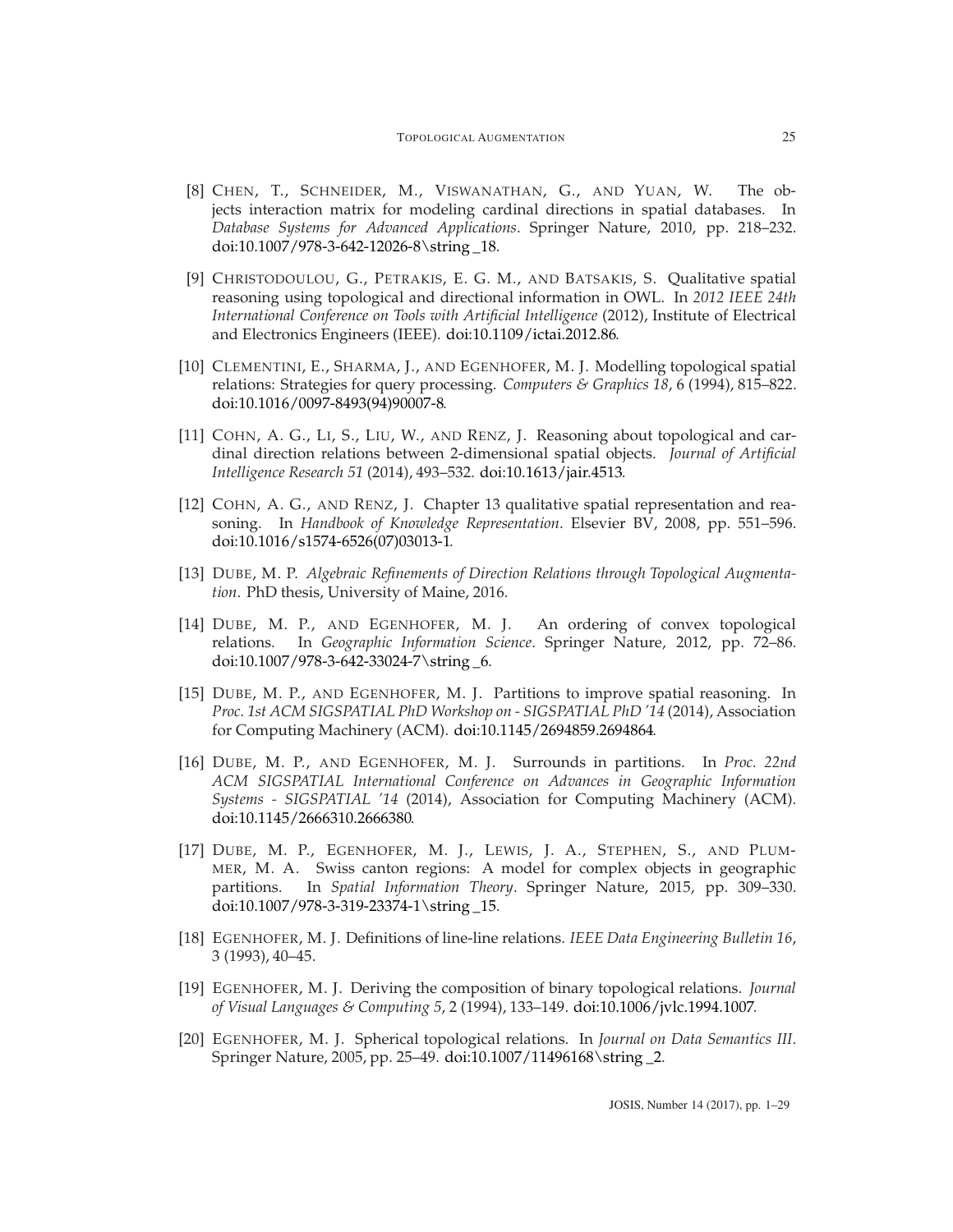[8] Chen, T., Schneider, M., Viswanathan, G., and Yuan, W. The objects interaction matrix for modeling cardinal directions in spatial databases. In *Database Systems for Advanced Applications*. Springer Nature, 2010, pp. 218–232. doi:10.1007/978-3-642-12026-8\string _18.

[9] Christodoulou, G., Petrakis, E. G. M., and Batsakis, S. Qualitative spatial reasoning using topological and directional information in OWL. In *2012 IEEE 24th International Conference on Tools with Artificial Intelligence* (2012), Institute of Electrical and Electronics Engineers (IEEE). doi:10.1109/ictai.2012.86.

[10] Clementini, E., Sharma, J., and Egenhofer, M. J. Modelling topological spatial relations: Strategies for query processing. *Computers & Graphics 18*, 6 (1994), 815–822. doi:10.1016/0097-8493(94)90007-8.

[11] Cohn, A. G., Li, S., Liu, W., and Renz, J. Reasoning about topological and cardinal direction relations between 2-dimensional spatial objects. *Journal of Artificial Intelligence Research 51* (2014), 493–532. doi:10.1613/jair.4513.

[12] Cohn, A. G., and Renz, J. Chapter 13 qualitative spatial representation and reasoning. In *Handbook of Knowledge Representation*. Elsevier BV, 2008, pp. 551–596. doi:10.1016/s1574-6526(07)03013-1.

[13] Dube, M. P. *Algebraic Refinements of Direction Relations through Topological Augmentation*. PhD thesis, University of Maine, 2016.

[14] Dube, M. P., and Egenhofer, M. J. An ordering of convex topological relations. In *Geographic Information Science*. Springer Nature, 2012, pp. 72–86. doi:10.1007/978-3-642-33024-7\string _6.

[15] Dube, M. P., and Egenhofer, M. J. Partitions to improve spatial reasoning. In *Proc. 1st ACM SIGSPATIAL PhD Workshop on - SIGSPATIAL PhD '14* (2014), Association for Computing Machinery (ACM). doi:10.1145/2694859.2694864.

[16] Dube, M. P., and Egenhofer, M. J. Surrounds in partitions. In *Proc. 22nd ACM SIGSPATIAL International Conference on Advances in Geographic Information Systems - SIGSPATIAL '14* (2014), Association for Computing Machinery (ACM). doi:10.1145/2666310.2666380.

[17] Dube, M. P., Egenhofer, M. J., Lewis, J. A., Stephen, S., and Plummer, M. A. Swiss canton regions: A model for complex objects in geographic partitions. In *Spatial Information Theory*. Springer Nature, 2015, pp. 309–330. doi:10.1007/978-3-319-23374-1\string _15.

[18] Egenhofer, M. J. Definitions of line-line relations. *IEEE Data Engineering Bulletin 16*, 3 (1993), 40–45.

[19] Egenhofer, M. J. Deriving the composition of binary topological relations. *Journal of Visual Languages & Computing 5*, 2 (1994), 133–149. doi:10.1006/jvlc.1994.1007.

[20] Egenhofer, M. J. Spherical topological relations. In *Journal on Data Semantics III*. Springer Nature, 2005, pp. 25–49. doi:10.1007/11496168\string _2.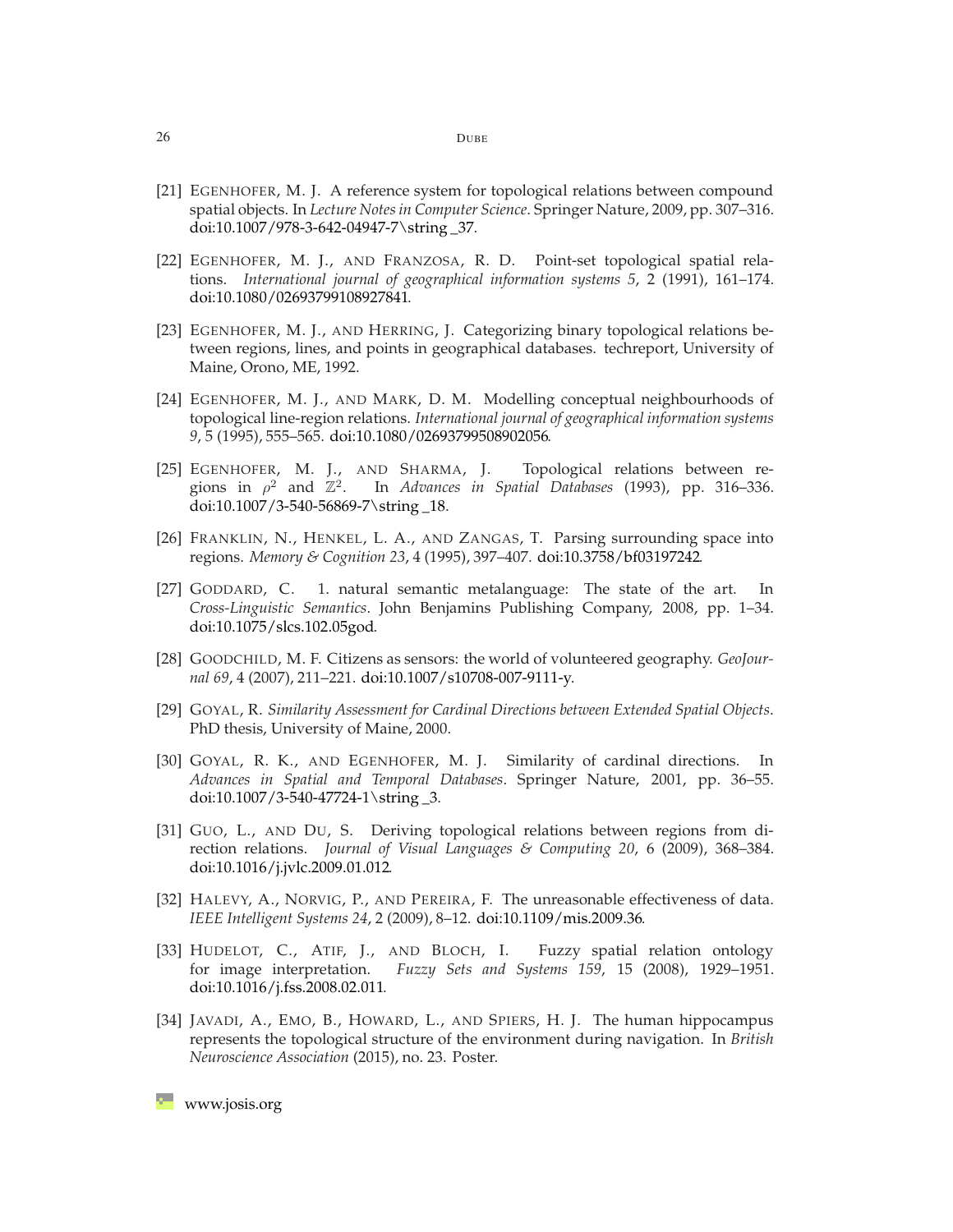[21] EGENHOFER, M. J. A reference system for topological relations between compound spatial objects. In *Lecture Notes in Computer Science*. Springer Nature, 2009, pp. 307–316. doi:10.1007/978-3-642-04947-7\string _37.

[22] EGENHOFER, M. J., AND FRANZOSA, R. D. Point-set topological spatial relations. *International journal of geographical information systems 5*, 2 (1991), 161–174. doi:10.1080/02693799108927841.

[23] EGENHOFER, M. J., AND HERRING, J. Categorizing binary topological relations between regions, lines, and points in geographical databases. techreport, University of Maine, Orono, ME, 1992.

[24] EGENHOFER, M. J., AND MARK, D. M. Modelling conceptual neighbourhoods of topological line-region relations. *International journal of geographical information systems 9*, 5 (1995), 555–565. doi:10.1080/02693799508902056.

[25] EGENHOFER, M. J., AND SHARMA, J. Topological relations between regions in $\rho^2$ and $\mathbb{Z}^2$. In *Advances in Spatial Databases* (1993), pp. 316–336. doi:10.1007/3-540-56869-7\string _18.

[26] FRANKLIN, N., HENKEL, L. A., AND ZANGAS, T. Parsing surrounding space into regions. *Memory & Cognition 23*, 4 (1995), 397–407. doi:10.3758/bf03197242.

[27] GODDARD, C. 1. natural semantic metalanguage: The state of the art. In *Cross-Linguistic Semantics*. John Benjamins Publishing Company, 2008, pp. 1–34. doi:10.1075/slcs.102.05god.

[28] GOODCHILD, M. F. Citizens as sensors: the world of volunteered geography. *GeoJournal 69*, 4 (2007), 211–221. doi:10.1007/s10708-007-9111-y.

[29] GOYAL, R. *Similarity Assessment for Cardinal Directions between Extended Spatial Objects*. PhD thesis, University of Maine, 2000.

[30] GOYAL, R. K., AND EGENHOFER, M. J. Similarity of cardinal directions. In *Advances in Spatial and Temporal Databases*. Springer Nature, 2001, pp. 36–55. doi:10.1007/3-540-47724-1\string _3.

[31] GUO, L., AND DU, S. Deriving topological relations between regions from direction relations. *Journal of Visual Languages & Computing 20*, 6 (2009), 368–384. doi:10.1016/j.jvlc.2009.01.012.

[32] HALEVY, A., NORVIG, P., AND PEREIRA, F. The unreasonable effectiveness of data. *IEEE Intelligent Systems 24*, 2 (2009), 8–12. doi:10.1109/mis.2009.36.

[33] HUDELOT, C., ATIF, J., AND BLOCH, I. Fuzzy spatial relation ontology for image interpretation. *Fuzzy Sets and Systems 159*, 15 (2008), 1929–1951. doi:10.1016/j.fss.2008.02.011.

[34] JAVADI, A., EMO, B., HOWARD, L., AND SPIERS, H. J. The human hippocampus represents the topological structure of the environment during navigation. In *British Neuroscience Association* (2015), no. 23. Poster.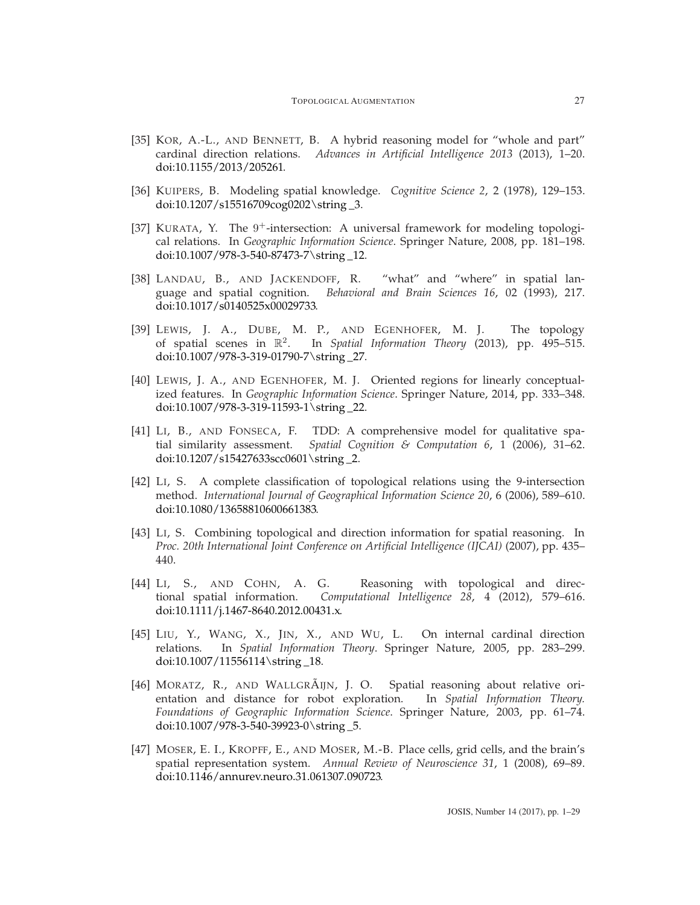[35] Kor, A.-L., and Bennett, B. A hybrid reasoning model for "whole and part" cardinal direction relations. *Advances in Artificial Intelligence 2013* (2013), 1–20. doi:10.1155/2013/205261.

[36] Kuipers, B. Modeling spatial knowledge. *Cognitive Science 2*, 2 (1978), 129–153. doi:10.1207/s15516709cog0202\string _3.

[37] Kurata, Y. The $9^{+}$-intersection: A universal framework for modeling topological relations. In *Geographic Information Science*. Springer Nature, 2008, pp. 181–198. doi:10.1007/978-3-540-87473-7\string _12.

[38] Landau, B., and Jackendoff, R. "what" and "where" in spatial language and spatial cognition. *Behavioral and Brain Sciences 16*, 02 (1993), 217. doi:10.1017/s0140525x00029733.

[39] Lewis, J. A., Dube, M. P., and Egenhofer, M. J. The topology of spatial scenes in $\mathbb{R}^2$. In *Spatial Information Theory* (2013), pp. 495–515. doi:10.1007/978-3-319-01790-7\string _27.

[40] Lewis, J. A., and Egenhofer, M. J. Oriented regions for linearly conceptualized features. In *Geographic Information Science*. Springer Nature, 2014, pp. 333–348. doi:10.1007/978-3-319-11593-1\string _22.

[41] Li, B., and Fonseca, F. TDD: A comprehensive model for qualitative spatial similarity assessment. *Spatial Cognition & Computation 6*, 1 (2006), 31–62. doi:10.1207/s15427633scc0601\string _2.

[42] Li, S. A complete classification of topological relations using the 9-intersection method. *International Journal of Geographical Information Science 20*, 6 (2006), 589–610. doi:10.1080/13658810600661383.

[43] Li, S. Combining topological and direction information for spatial reasoning. In *Proc. 20th International Joint Conference on Artificial Intelligence (IJCAI)* (2007), pp. 435–440.

[44] Li, S., and Cohn, A. G. Reasoning with topological and directional spatial information. *Computational Intelligence 28*, 4 (2012), 579–616. doi:10.1111/j.1467-8640.2012.00431.x.

[45] Liu, Y., Wang, X., Jin, X., and Wu, L. On internal cardinal direction relations. In *Spatial Information Theory*. Springer Nature, 2005, pp. 283–299. doi:10.1007/11556114\string _18.

[46] Moratz, R., and WallgrÃijn, J. O. Spatial reasoning about relative orientation and distance for robot exploration. In *Spatial Information Theory. Foundations of Geographic Information Science*. Springer Nature, 2003, pp. 61–74. doi:10.1007/978-3-540-39923-0\string _5.

[47] Moser, E. I., Kropff, E., and Moser, M.-B. Place cells, grid cells, and the brain's spatial representation system. *Annual Review of Neuroscience 31*, 1 (2008), 69–89. doi:10.1146/annurev.neuro.31.061307.090723.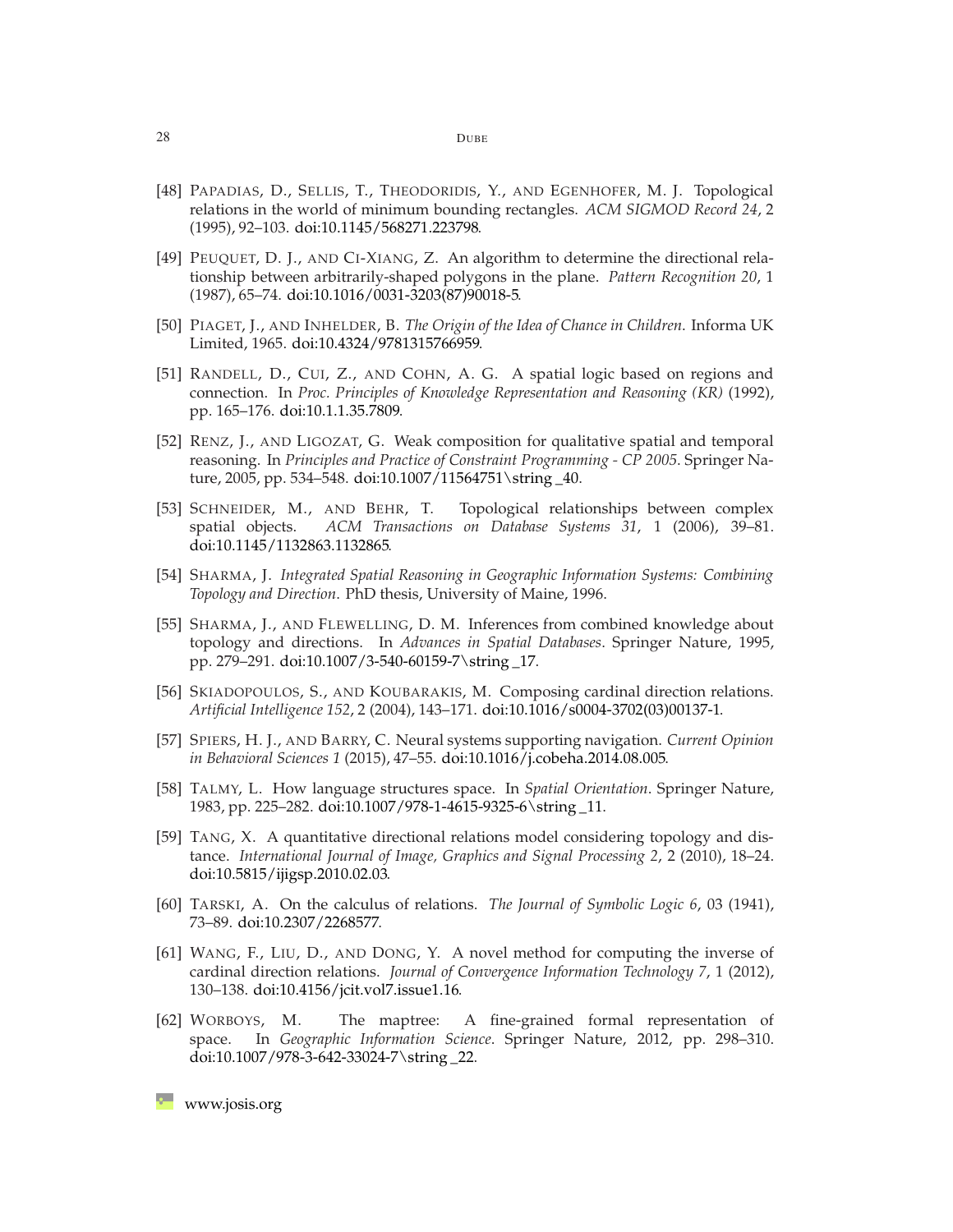[48] Papadias, D., Sellis, T., Theodoridis, Y., and Egenhofer, M. J. Topological relations in the world of minimum bounding rectangles. *ACM SIGMOD Record 24*, 2 (1995), 92–103. doi:10.1145/568271.223798.

[49] Peuquet, D. J., and Ci-Xiang, Z. An algorithm to determine the directional relationship between arbitrarily-shaped polygons in the plane. *Pattern Recognition 20*, 1 (1987), 65–74. doi:10.1016/0031-3203(87)90018-5.

[50] Piaget, J., and Inhelder, B. *The Origin of the Idea of Chance in Children*. Informa UK Limited, 1965. doi:10.4324/9781315766959.

[51] Randell, D., Cui, Z., and Cohn, A. G. A spatial logic based on regions and connection. In *Proc. Principles of Knowledge Representation and Reasoning (KR)* (1992), pp. 165–176. doi:10.1.1.35.7809.

[52] Renz, J., and Ligozat, G. Weak composition for qualitative spatial and temporal reasoning. In *Principles and Practice of Constraint Programming - CP 2005*. Springer Nature, 2005, pp. 534–548. doi:10.1007/11564751\string _40.

[53] Schneider, M., and Behr, T. Topological relationships between complex spatial objects. *ACM Transactions on Database Systems 31*, 1 (2006), 39–81. doi:10.1145/1132863.1132865.

[54] Sharma, J. *Integrated Spatial Reasoning in Geographic Information Systems: Combining Topology and Direction*. PhD thesis, University of Maine, 1996.

[55] Sharma, J., and Flewelling, D. M. Inferences from combined knowledge about topology and directions. In *Advances in Spatial Databases*. Springer Nature, 1995, pp. 279–291. doi:10.1007/3-540-60159-7\string _17.

[56] Skiadopoulos, S., and Koubarakis, M. Composing cardinal direction relations. *Artificial Intelligence 152*, 2 (2004), 143–171. doi:10.1016/s0004-3702(03)00137-1.

[57] Spiers, H. J., and Barry, C. Neural systems supporting navigation. *Current Opinion in Behavioral Sciences 1* (2015), 47–55. doi:10.1016/j.cobeha.2014.08.005.

[58] Talmy, L. How language structures space. In *Spatial Orientation*. Springer Nature, 1983, pp. 225–282. doi:10.1007/978-1-4615-9325-6\string _11.

[59] Tang, X. A quantitative directional relations model considering topology and distance. *International Journal of Image, Graphics and Signal Processing 2*, 2 (2010), 18–24. doi:10.5815/ijigsp.2010.02.03.

[60] Tarski, A. On the calculus of relations. *The Journal of Symbolic Logic 6*, 03 (1941), 73–89. doi:10.2307/2268577.

[61] Wang, F., Liu, D., and Dong, Y. A novel method for computing the inverse of cardinal direction relations. *Journal of Convergence Information Technology 7*, 1 (2012), 130–138. doi:10.4156/jcit.vol7.issue1.16.

[62] Worboys, M. The maptree: A fine-grained formal representation of space. In *Geographic Information Science*. Springer Nature, 2012, pp. 298–310. doi:10.1007/978-3-642-33024-7\string _22.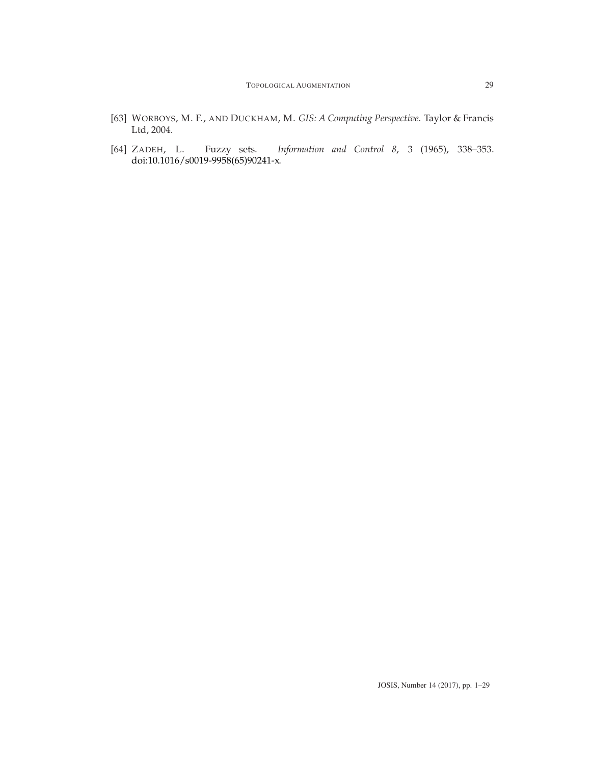[63] Worboys, M. F., and Duckham, M. *GIS: A Computing Perspective*. Taylor & Francis Ltd, 2004.

[64] Zadeh, L. Fuzzy sets. *Information and Control 8*, 3 (1965), 338–353. doi:10.1016/s0019-9958(65)90241-x.